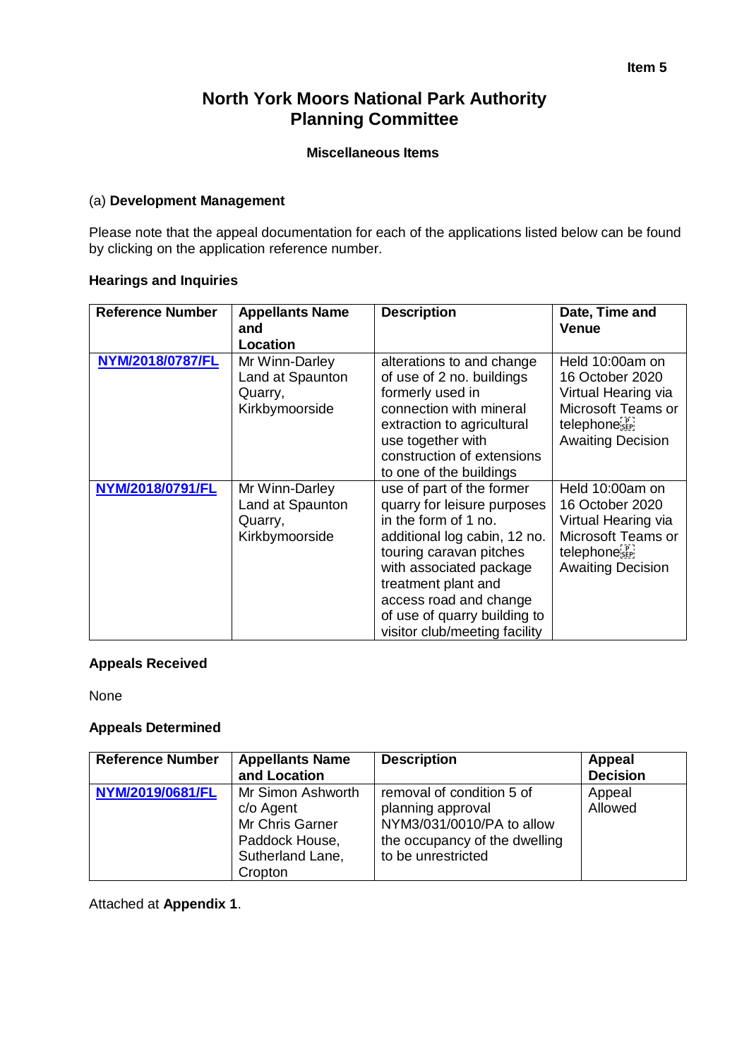Item 5

# North York Moors National Park Authority Planning Committee

### Miscellaneous Items

(a) **Development Management**

Please note that the appeal documentation for each of the applications listed below can be found by clicking on the application reference number.

**Hearings and Inquiries**

| Reference Number | Appellants Name and Location | Description | Date, Time and Venue |
|---|---|---|---|
| NYM/2018/0787/FL | Mr Winn-Darley Land at Spaunton Quarry, Kirkbymoorside | alterations to and change of use of 2 no. buildings formerly used in connection with mineral extraction to agricultural use together with construction of extensions to one of the buildings | Held 10:00am on 16 October 2020 Virtual Hearing via Microsoft Teams or telephone Awaiting Decision |
| NYM/2018/0791/FL | Mr Winn-Darley Land at Spaunton Quarry, Kirkbymoorside | use of part of the former quarry for leisure purposes in the form of 1 no. additional log cabin, 12 no. touring caravan pitches with associated package treatment plant and access road and change of use of quarry building to visitor club/meeting facility | Held 10:00am on 16 October 2020 Virtual Hearing via Microsoft Teams or telephone Awaiting Decision |

**Appeals Received**

None

**Appeals Determined**

| Reference Number | Appellants Name and Location | Description | Appeal Decision |
|---|---|---|---|
| NYM/2019/0681/FL | Mr Simon Ashworth c/o Agent Mr Chris Garner Paddock House, Sutherland Lane, Cropton | removal of condition 5 of planning approval NYM3/031/0010/PA to allow the occupancy of the dwelling to be unrestricted | Appeal Allowed |

Attached at **Appendix 1**.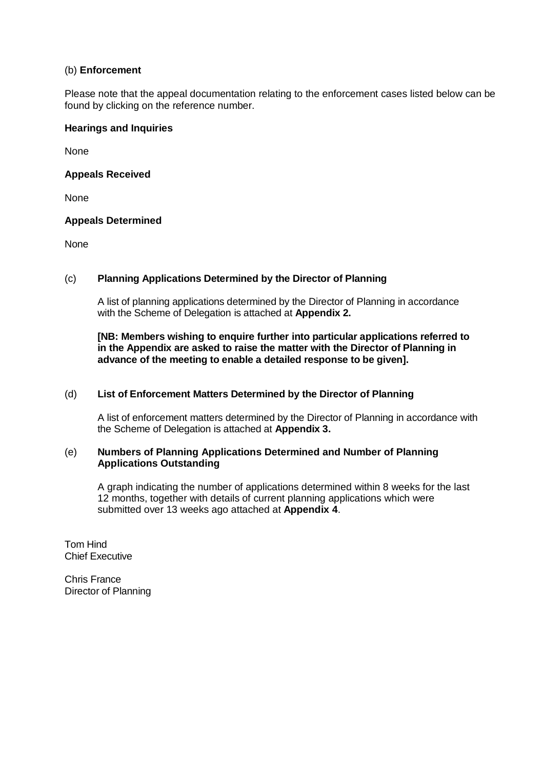(b) **Enforcement**

Please note that the appeal documentation relating to the enforcement cases listed below can be found by clicking on the reference number.

**Hearings and Inquiries**

None

**Appeals Received**

None

**Appeals Determined**

None

(c) **Planning Applications Determined by the Director of Planning**

A list of planning applications determined by the Director of Planning in accordance with the Scheme of Delegation is attached at **Appendix 2.**

**[NB: Members wishing to enquire further into particular applications referred to in the Appendix are asked to raise the matter with the Director of Planning in advance of the meeting to enable a detailed response to be given].**

(d) **List of Enforcement Matters Determined by the Director of Planning**

A list of enforcement matters determined by the Director of Planning in accordance with the Scheme of Delegation is attached at **Appendix 3.**

(e) **Numbers of Planning Applications Determined and Number of Planning Applications Outstanding**

A graph indicating the number of applications determined within 8 weeks for the last 12 months, together with details of current planning applications which were submitted over 13 weeks ago attached at **Appendix 4**.

Tom Hind
Chief Executive

Chris France
Director of Planning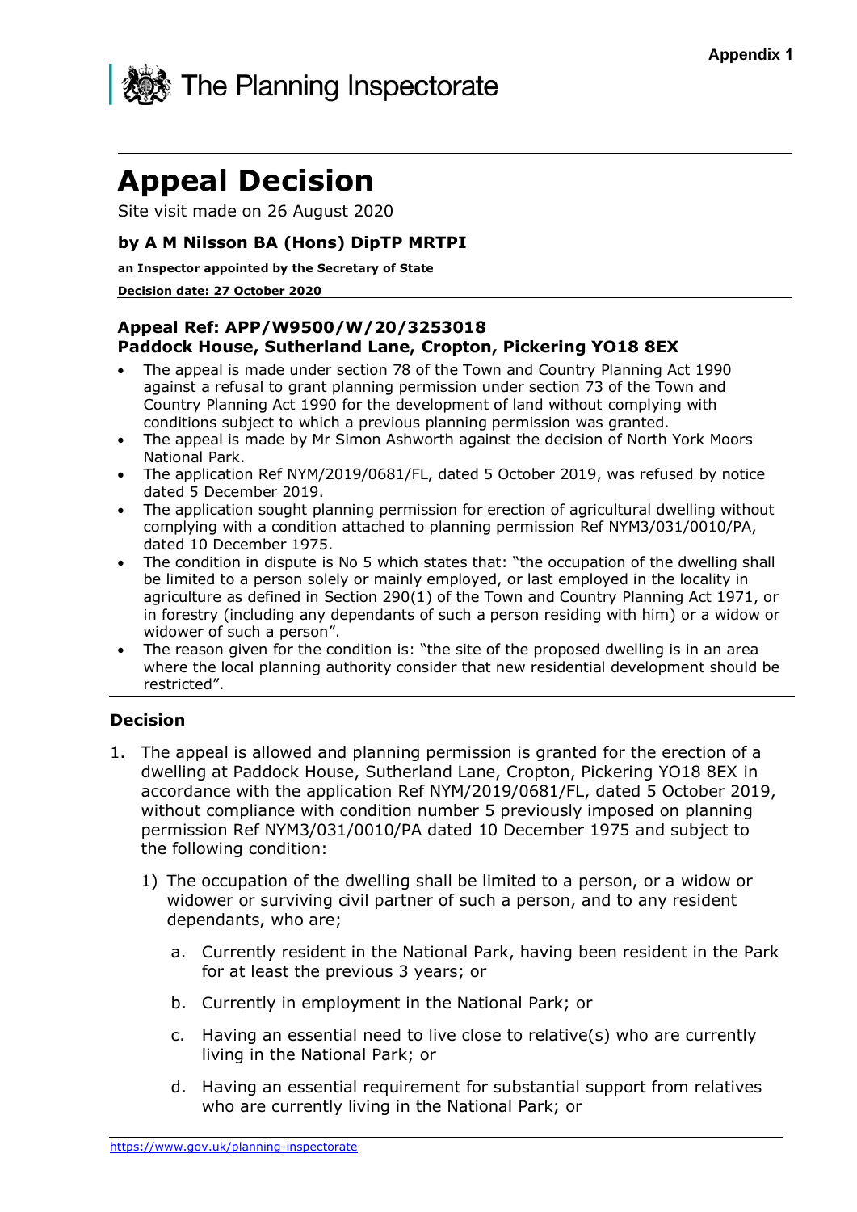**Appendix 1**

The Planning Inspectorate

# Appeal Decision

Site visit made on 26 August 2020

### by A M Nilsson BA (Hons) DipTP MRTPI

**an Inspector appointed by the Secretary of State**

**Decision date: 27 October 2020**

### Appeal Ref: APP/W9500/W/20/3253018
### Paddock House, Sutherland Lane, Cropton, Pickering YO18 8EX

- The appeal is made under section 78 of the Town and Country Planning Act 1990 against a refusal to grant planning permission under section 73 of the Town and Country Planning Act 1990 for the development of land without complying with conditions subject to which a previous planning permission was granted.
- The appeal is made by Mr Simon Ashworth against the decision of North York Moors National Park.
- The application Ref NYM/2019/0681/FL, dated 5 October 2019, was refused by notice dated 5 December 2019.
- The application sought planning permission for erection of agricultural dwelling without complying with a condition attached to planning permission Ref NYM3/031/0010/PA, dated 10 December 1975.
- The condition in dispute is No 5 which states that: "the occupation of the dwelling shall be limited to a person solely or mainly employed, or last employed in the locality in agriculture as defined in Section 290(1) of the Town and Country Planning Act 1971, or in forestry (including any dependants of such a person residing with him) or a widow or widower of such a person".
- The reason given for the condition is: "the site of the proposed dwelling is in an area where the local planning authority consider that new residential development should be restricted".

## Decision

1. The appeal is allowed and planning permission is granted for the erection of a dwelling at Paddock House, Sutherland Lane, Cropton, Pickering YO18 8EX in accordance with the application Ref NYM/2019/0681/FL, dated 5 October 2019, without compliance with condition number 5 previously imposed on planning permission Ref NYM3/031/0010/PA dated 10 December 1975 and subject to the following condition:

   1) The occupation of the dwelling shall be limited to a person, or a widow or widower or surviving civil partner of such a person, and to any resident dependants, who are;

      a. Currently resident in the National Park, having been resident in the Park for at least the previous 3 years; or

      b. Currently in employment in the National Park; or

      c. Having an essential need to live close to relative(s) who are currently living in the National Park; or

      d. Having an essential requirement for substantial support from relatives who are currently living in the National Park; or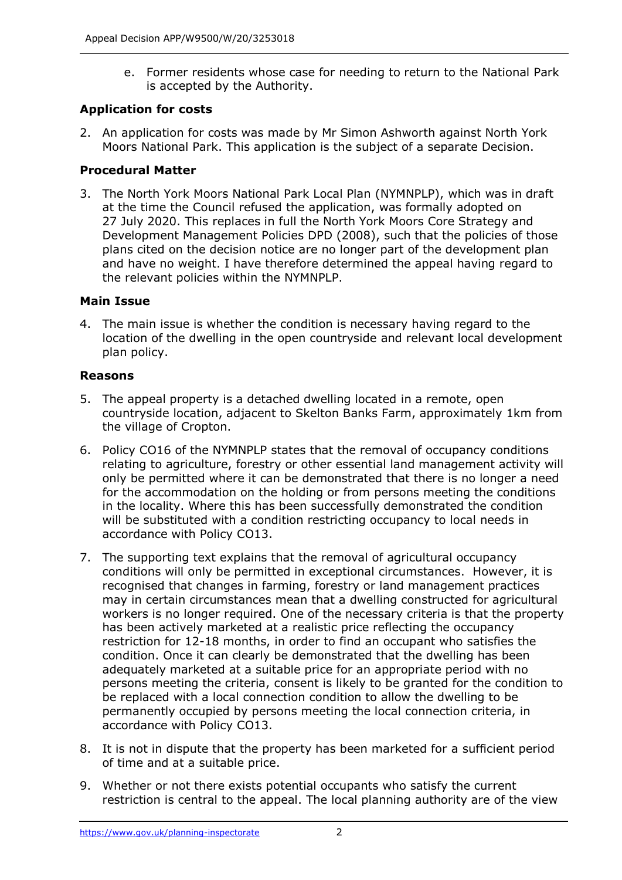e. Former residents whose case for needing to return to the National Park is accepted by the Authority.

**Application for costs**

2. An application for costs was made by Mr Simon Ashworth against North York Moors National Park. This application is the subject of a separate Decision.

**Procedural Matter**

3. The North York Moors National Park Local Plan (NYMNPLP), which was in draft at the time the Council refused the application, was formally adopted on 27 July 2020. This replaces in full the North York Moors Core Strategy and Development Management Policies DPD (2008), such that the policies of those plans cited on the decision notice are no longer part of the development plan and have no weight. I have therefore determined the appeal having regard to the relevant policies within the NYMNPLP.

**Main Issue**

4. The main issue is whether the condition is necessary having regard to the location of the dwelling in the open countryside and relevant local development plan policy.

**Reasons**

5. The appeal property is a detached dwelling located in a remote, open countryside location, adjacent to Skelton Banks Farm, approximately 1km from the village of Cropton.

6. Policy CO16 of the NYMNPLP states that the removal of occupancy conditions relating to agriculture, forestry or other essential land management activity will only be permitted where it can be demonstrated that there is no longer a need for the accommodation on the holding or from persons meeting the conditions in the locality. Where this has been successfully demonstrated the condition will be substituted with a condition restricting occupancy to local needs in accordance with Policy CO13.

7. The supporting text explains that the removal of agricultural occupancy conditions will only be permitted in exceptional circumstances. However, it is recognised that changes in farming, forestry or land management practices may in certain circumstances mean that a dwelling constructed for agricultural workers is no longer required. One of the necessary criteria is that the property has been actively marketed at a realistic price reflecting the occupancy restriction for 12-18 months, in order to find an occupant who satisfies the condition. Once it can clearly be demonstrated that the dwelling has been adequately marketed at a suitable price for an appropriate period with no persons meeting the criteria, consent is likely to be granted for the condition to be replaced with a local connection condition to allow the dwelling to be permanently occupied by persons meeting the local connection criteria, in accordance with Policy CO13.

8. It is not in dispute that the property has been marketed for a sufficient period of time and at a suitable price.

9. Whether or not there exists potential occupants who satisfy the current restriction is central to the appeal. The local planning authority are of the view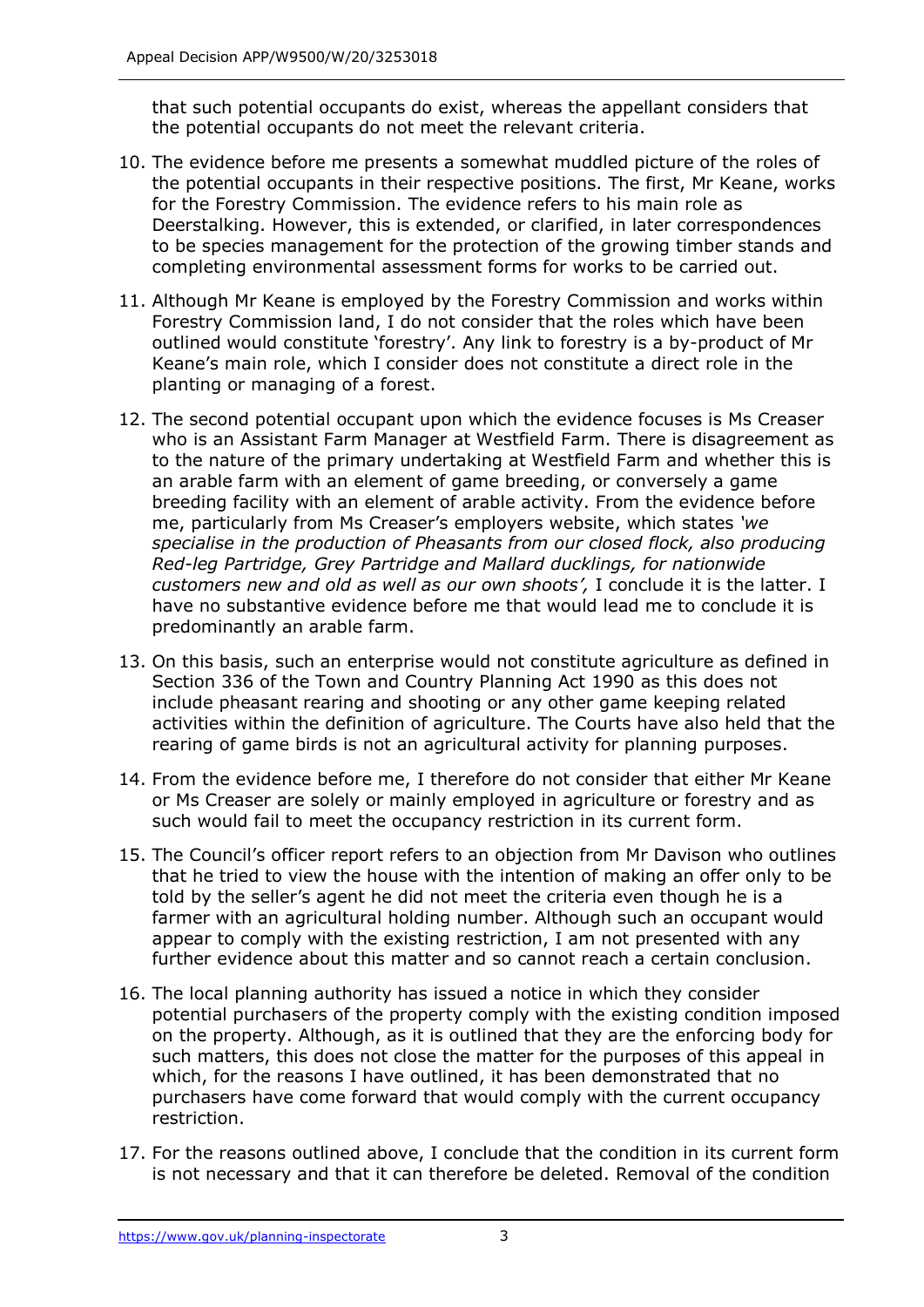that such potential occupants do exist, whereas the appellant considers that the potential occupants do not meet the relevant criteria.

10. The evidence before me presents a somewhat muddled picture of the roles of the potential occupants in their respective positions. The first, Mr Keane, works for the Forestry Commission. The evidence refers to his main role as Deerstalking. However, this is extended, or clarified, in later correspondences to be species management for the protection of the growing timber stands and completing environmental assessment forms for works to be carried out.

11. Although Mr Keane is employed by the Forestry Commission and works within Forestry Commission land, I do not consider that the roles which have been outlined would constitute 'forestry'. Any link to forestry is a by-product of Mr Keane's main role, which I consider does not constitute a direct role in the planting or managing of a forest.

12. The second potential occupant upon which the evidence focuses is Ms Creaser who is an Assistant Farm Manager at Westfield Farm. There is disagreement as to the nature of the primary undertaking at Westfield Farm and whether this is an arable farm with an element of game breeding, or conversely a game breeding facility with an element of arable activity. From the evidence before me, particularly from Ms Creaser's employers website, which states *'we specialise in the production of Pheasants from our closed flock, also producing Red-leg Partridge, Grey Partridge and Mallard ducklings, for nationwide customers new and old as well as our own shoots',* I conclude it is the latter. I have no substantive evidence before me that would lead me to conclude it is predominantly an arable farm.

13. On this basis, such an enterprise would not constitute agriculture as defined in Section 336 of the Town and Country Planning Act 1990 as this does not include pheasant rearing and shooting or any other game keeping related activities within the definition of agriculture. The Courts have also held that the rearing of game birds is not an agricultural activity for planning purposes.

14. From the evidence before me, I therefore do not consider that either Mr Keane or Ms Creaser are solely or mainly employed in agriculture or forestry and as such would fail to meet the occupancy restriction in its current form.

15. The Council's officer report refers to an objection from Mr Davison who outlines that he tried to view the house with the intention of making an offer only to be told by the seller's agent he did not meet the criteria even though he is a farmer with an agricultural holding number. Although such an occupant would appear to comply with the existing restriction, I am not presented with any further evidence about this matter and so cannot reach a certain conclusion.

16. The local planning authority has issued a notice in which they consider potential purchasers of the property comply with the existing condition imposed on the property. Although, as it is outlined that they are the enforcing body for such matters, this does not close the matter for the purposes of this appeal in which, for the reasons I have outlined, it has been demonstrated that no purchasers have come forward that would comply with the current occupancy restriction.

17. For the reasons outlined above, I conclude that the condition in its current form is not necessary and that it can therefore be deleted. Removal of the condition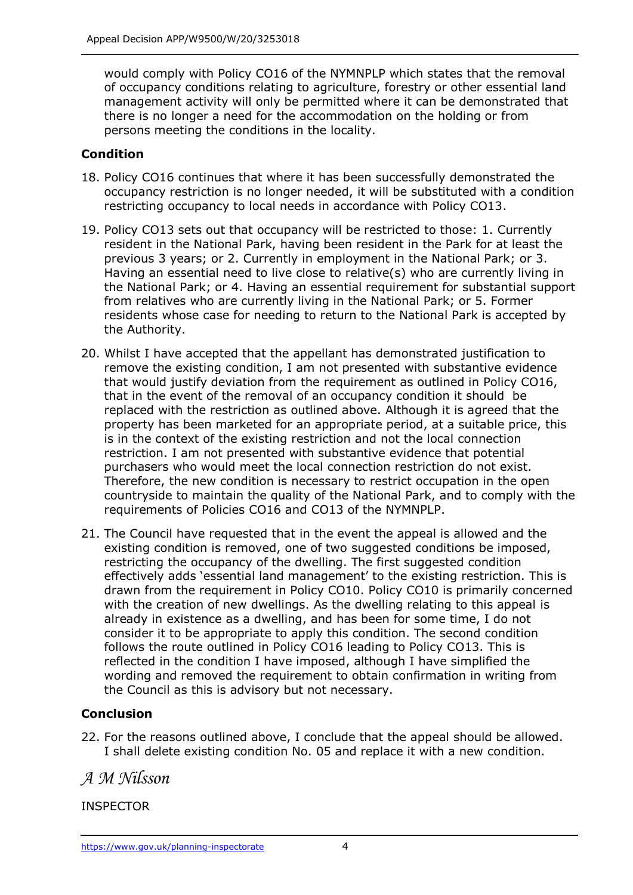would comply with Policy CO16 of the NYMNPLP which states that the removal of occupancy conditions relating to agriculture, forestry or other essential land management activity will only be permitted where it can be demonstrated that there is no longer a need for the accommodation on the holding or from persons meeting the conditions in the locality.

**Condition**

18. Policy CO16 continues that where it has been successfully demonstrated the occupancy restriction is no longer needed, it will be substituted with a condition restricting occupancy to local needs in accordance with Policy CO13.

19. Policy CO13 sets out that occupancy will be restricted to those: 1. Currently resident in the National Park, having been resident in the Park for at least the previous 3 years; or 2. Currently in employment in the National Park; or 3. Having an essential need to live close to relative(s) who are currently living in the National Park; or 4. Having an essential requirement for substantial support from relatives who are currently living in the National Park; or 5. Former residents whose case for needing to return to the National Park is accepted by the Authority.

20. Whilst I have accepted that the appellant has demonstrated justification to remove the existing condition, I am not presented with substantive evidence that would justify deviation from the requirement as outlined in Policy CO16, that in the event of the removal of an occupancy condition it should be replaced with the restriction as outlined above. Although it is agreed that the property has been marketed for an appropriate period, at a suitable price, this is in the context of the existing restriction and not the local connection restriction. I am not presented with substantive evidence that potential purchasers who would meet the local connection restriction do not exist. Therefore, the new condition is necessary to restrict occupation in the open countryside to maintain the quality of the National Park, and to comply with the requirements of Policies CO16 and CO13 of the NYMNPLP.

21. The Council have requested that in the event the appeal is allowed and the existing condition is removed, one of two suggested conditions be imposed, restricting the occupancy of the dwelling. The first suggested condition effectively adds 'essential land management' to the existing restriction. This is drawn from the requirement in Policy CO10. Policy CO10 is primarily concerned with the creation of new dwellings. As the dwelling relating to this appeal is already in existence as a dwelling, and has been for some time, I do not consider it to be appropriate to apply this condition. The second condition follows the route outlined in Policy CO16 leading to Policy CO13. This is reflected in the condition I have imposed, although I have simplified the wording and removed the requirement to obtain confirmation in writing from the Council as this is advisory but not necessary.

**Conclusion**

22. For the reasons outlined above, I conclude that the appeal should be allowed. I shall delete existing condition No. 05 and replace it with a new condition.

*A M Nilsson*

INSPECTOR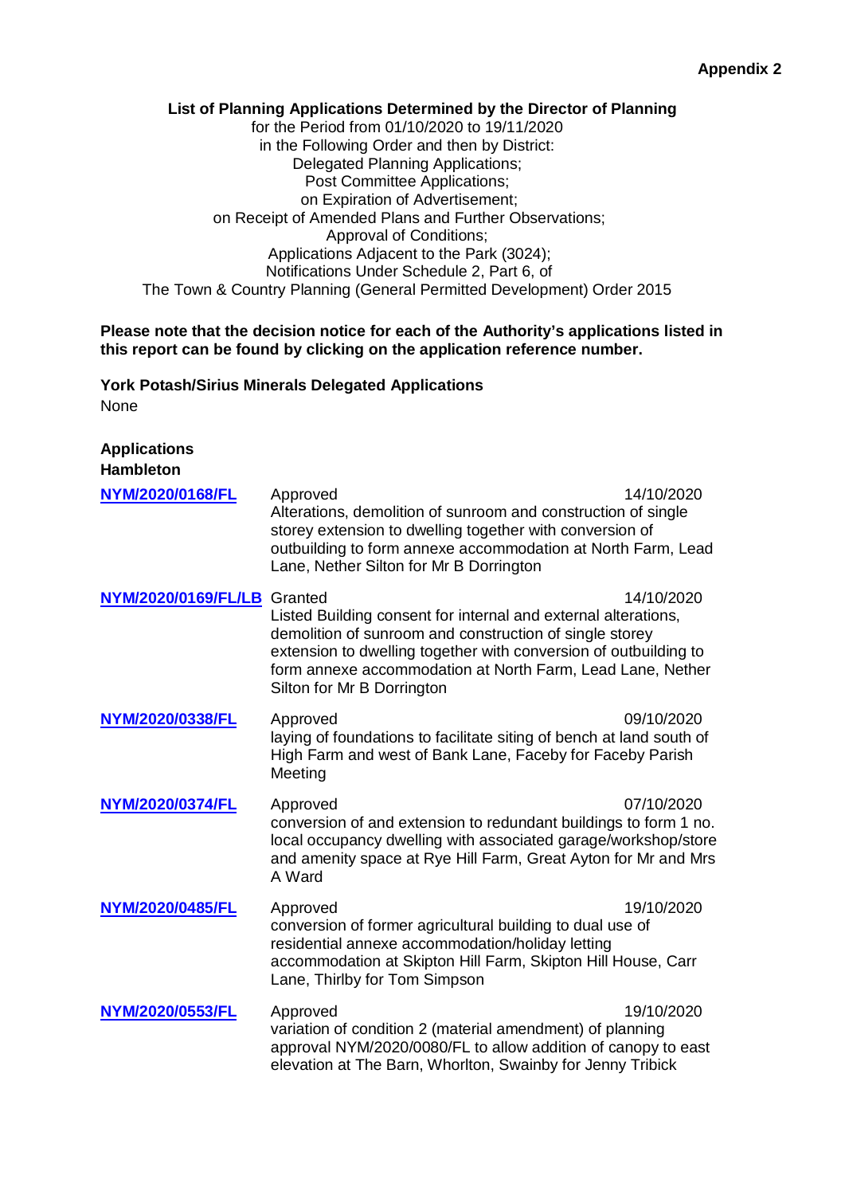**Appendix 2**

**List of Planning Applications Determined by the Director of Planning**
for the Period from 01/10/2020 to 19/11/2020
in the Following Order and then by District:
Delegated Planning Applications;
Post Committee Applications;
on Expiration of Advertisement;
on Receipt of Amended Plans and Further Observations;
Approval of Conditions;
Applications Adjacent to the Park (3024);
Notifications Under Schedule 2, Part 6, of
The Town & Country Planning (General Permitted Development) Order 2015

**Please note that the decision notice for each of the Authority's applications listed in this report can be found by clicking on the application reference number.**

**York Potash/Sirius Minerals Delegated Applications**
None

**Applications**
**Hambleton**

| | | |
|---|---|---|
| **NYM/2020/0168/FL** | Approved<br>Alterations, demolition of sunroom and construction of single storey extension to dwelling together with conversion of outbuilding to form annexe accommodation at North Farm, Lead Lane, Nether Silton for Mr B Dorrington | 14/10/2020 |
| **NYM/2020/0169/FL/LB** | Granted<br>Listed Building consent for internal and external alterations, demolition of sunroom and construction of single storey extension to dwelling together with conversion of outbuilding to form annexe accommodation at North Farm, Lead Lane, Nether Silton for Mr B Dorrington | 14/10/2020 |
| **NYM/2020/0338/FL** | Approved<br>laying of foundations to facilitate siting of bench at land south of High Farm and west of Bank Lane, Faceby for Faceby Parish Meeting | 09/10/2020 |
| **NYM/2020/0374/FL** | Approved<br>conversion of and extension to redundant buildings to form 1 no. local occupancy dwelling with associated garage/workshop/store and amenity space at Rye Hill Farm, Great Ayton for Mr and Mrs A Ward | 07/10/2020 |
| **NYM/2020/0485/FL** | Approved<br>conversion of former agricultural building to dual use of residential annexe accommodation/holiday letting accommodation at Skipton Hill Farm, Skipton Hill House, Carr Lane, Thirlby for Tom Simpson | 19/10/2020 |
| **NYM/2020/0553/FL** | Approved<br>variation of condition 2 (material amendment) of planning approval NYM/2020/0080/FL to allow addition of canopy to east elevation at The Barn, Whorlton, Swainby for Jenny Tribick | 19/10/2020 |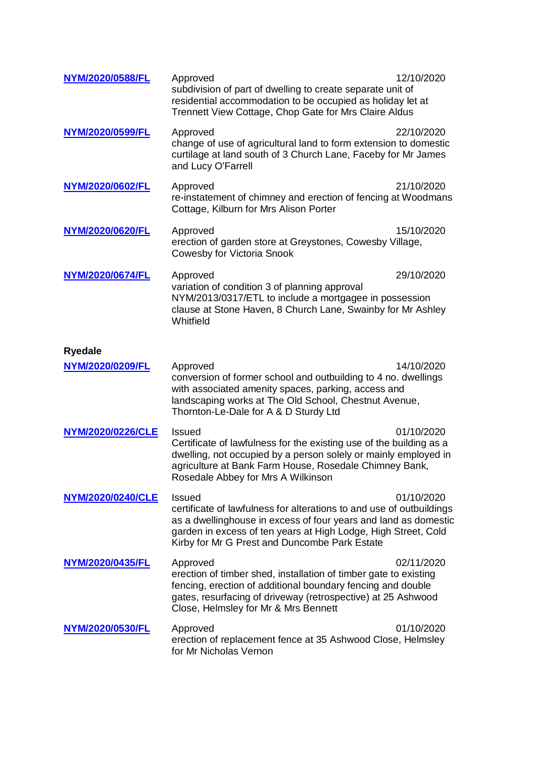| | | |
|---|---|---|
| **NYM/2020/0588/FL** | Approved<br>subdivision of part of dwelling to create separate unit of residential accommodation to be occupied as holiday let at Trennett View Cottage, Chop Gate for Mrs Claire Aldus | 12/10/2020 |
| **NYM/2020/0599/FL** | Approved<br>change of use of agricultural land to form extension to domestic curtilage at land south of 3 Church Lane, Faceby for Mr James and Lucy O'Farrell | 22/10/2020 |
| **NYM/2020/0602/FL** | Approved<br>re-instatement of chimney and erection of fencing at Woodmans Cottage, Kilburn for Mrs Alison Porter | 21/10/2020 |
| **NYM/2020/0620/FL** | Approved<br>erection of garden store at Greystones, Cowesby Village, Cowesby for Victoria Snook | 15/10/2020 |
| **NYM/2020/0674/FL** | Approved<br>variation of condition 3 of planning approval NYM/2013/0317/ETL to include a mortgagee in possession clause at Stone Haven, 8 Church Lane, Swainby for Mr Ashley Whitfield | 29/10/2020 |

**Ryedale**

| | | |
|---|---|---|
| **NYM/2020/0209/FL** | Approved<br>conversion of former school and outbuilding to 4 no. dwellings with associated amenity spaces, parking, access and landscaping works at The Old School, Chestnut Avenue, Thornton-Le-Dale for A & D Sturdy Ltd | 14/10/2020 |
| **NYM/2020/0226/CLE** | Issued<br>Certificate of lawfulness for the existing use of the building as a dwelling, not occupied by a person solely or mainly employed in agriculture at Bank Farm House, Rosedale Chimney Bank, Rosedale Abbey for Mrs A Wilkinson | 01/10/2020 |
| **NYM/2020/0240/CLE** | Issued<br>certificate of lawfulness for alterations to and use of outbuildings as a dwellinghouse in excess of four years and land as domestic garden in excess of ten years at High Lodge, High Street, Cold Kirby for Mr G Prest and Duncombe Park Estate | 01/10/2020 |
| **NYM/2020/0435/FL** | Approved<br>erection of timber shed, installation of timber gate to existing fencing, erection of additional boundary fencing and double gates, resurfacing of driveway (retrospective) at 25 Ashwood Close, Helmsley for Mr & Mrs Bennett | 02/11/2020 |
| **NYM/2020/0530/FL** | Approved<br>erection of replacement fence at 35 Ashwood Close, Helmsley for Mr Nicholas Vernon | 01/10/2020 |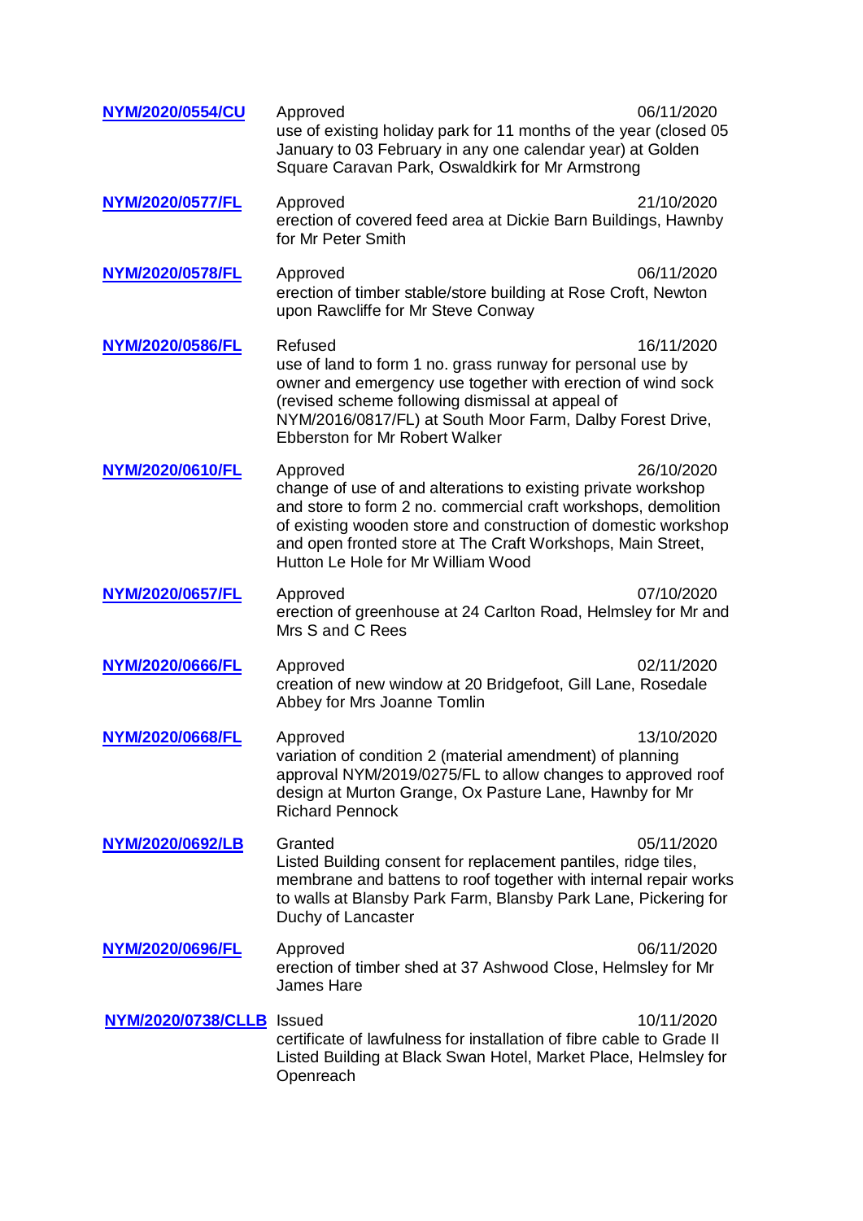| Reference | Decision / Description | Date |
|---|---|---|
| **NYM/2020/0554/CU** | Approved<br>use of existing holiday park for 11 months of the year (closed 05 January to 03 February in any one calendar year) at Golden Square Caravan Park, Oswaldkirk for Mr Armstrong | 06/11/2020 |
| **NYM/2020/0577/FL** | Approved<br>erection of covered feed area at Dickie Barn Buildings, Hawnby for Mr Peter Smith | 21/10/2020 |
| **NYM/2020/0578/FL** | Approved<br>erection of timber stable/store building at Rose Croft, Newton upon Rawcliffe for Mr Steve Conway | 06/11/2020 |
| **NYM/2020/0586/FL** | Refused<br>use of land to form 1 no. grass runway for personal use by owner and emergency use together with erection of wind sock (revised scheme following dismissal at appeal of NYM/2016/0817/FL) at South Moor Farm, Dalby Forest Drive, Ebberston for Mr Robert Walker | 16/11/2020 |
| **NYM/2020/0610/FL** | Approved<br>change of use of and alterations to existing private workshop and store to form 2 no. commercial craft workshops, demolition of existing wooden store and construction of domestic workshop and open fronted store at The Craft Workshops, Main Street, Hutton Le Hole for Mr William Wood | 26/10/2020 |
| **NYM/2020/0657/FL** | Approved<br>erection of greenhouse at 24 Carlton Road, Helmsley for Mr and Mrs S and C Rees | 07/10/2020 |
| **NYM/2020/0666/FL** | Approved<br>creation of new window at 20 Bridgefoot, Gill Lane, Rosedale Abbey for Mrs Joanne Tomlin | 02/11/2020 |
| **NYM/2020/0668/FL** | Approved<br>variation of condition 2 (material amendment) of planning approval NYM/2019/0275/FL to allow changes to approved roof design at Murton Grange, Ox Pasture Lane, Hawnby for Mr Richard Pennock | 13/10/2020 |
| **NYM/2020/0692/LB** | Granted<br>Listed Building consent for replacement pantiles, ridge tiles, membrane and battens to roof together with internal repair works to walls at Blansby Park Farm, Blansby Park Lane, Pickering for Duchy of Lancaster | 05/11/2020 |
| **NYM/2020/0696/FL** | Approved<br>erection of timber shed at 37 Ashwood Close, Helmsley for Mr James Hare | 06/11/2020 |
| **NYM/2020/0738/CLLB** | Issued<br>certificate of lawfulness for installation of fibre cable to Grade II Listed Building at Black Swan Hotel, Market Place, Helmsley for Openreach | 10/11/2020 |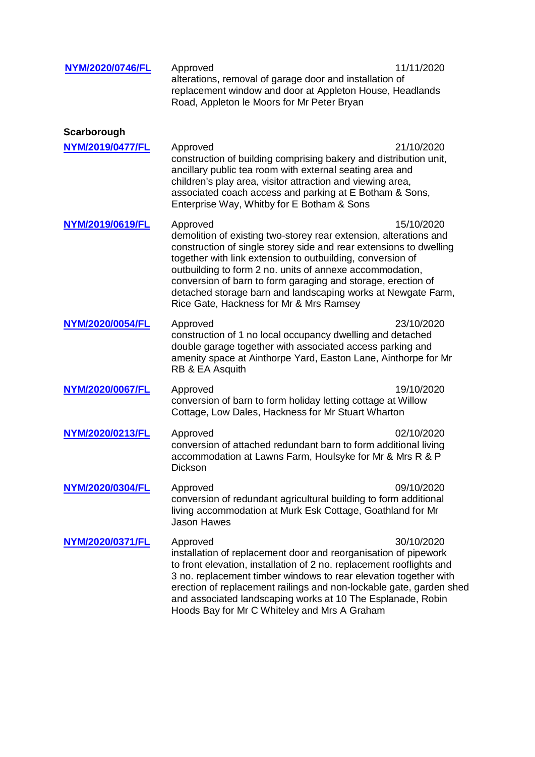| | | |
|---|---|---|
| **NYM/2020/0746/FL** | Approved<br>alterations, removal of garage door and installation of replacement window and door at Appleton House, Headlands Road, Appleton le Moors for Mr Peter Bryan | 11/11/2020 |

**Scarborough**

| | | |
|---|---|---|
| **NYM/2019/0477/FL** | Approved<br>construction of building comprising bakery and distribution unit, ancillary public tea room with external seating area and children's play area, visitor attraction and viewing area, associated coach access and parking at E Botham & Sons, Enterprise Way, Whitby for E Botham & Sons | 21/10/2020 |
| **NYM/2019/0619/FL** | Approved<br>demolition of existing two-storey rear extension, alterations and construction of single storey side and rear extensions to dwelling together with link extension to outbuilding, conversion of outbuilding to form 2 no. units of annexe accommodation, conversion of barn to form garaging and storage, erection of detached storage barn and landscaping works at Newgate Farm, Rice Gate, Hackness for Mr & Mrs Ramsey | 15/10/2020 |
| **NYM/2020/0054/FL** | Approved<br>construction of 1 no local occupancy dwelling and detached double garage together with associated access parking and amenity space at Ainthorpe Yard, Easton Lane, Ainthorpe for Mr RB & EA Asquith | 23/10/2020 |
| **NYM/2020/0067/FL** | Approved<br>conversion of barn to form holiday letting cottage at Willow Cottage, Low Dales, Hackness for Mr Stuart Wharton | 19/10/2020 |
| **NYM/2020/0213/FL** | Approved<br>conversion of attached redundant barn to form additional living accommodation at Lawns Farm, Houlsyke for Mr & Mrs R & P Dickson | 02/10/2020 |
| **NYM/2020/0304/FL** | Approved<br>conversion of redundant agricultural building to form additional living accommodation at Murk Esk Cottage, Goathland for Mr Jason Hawes | 09/10/2020 |
| **NYM/2020/0371/FL** | Approved<br>installation of replacement door and reorganisation of pipework to front elevation, installation of 2 no. replacement rooflights and 3 no. replacement timber windows to rear elevation together with erection of replacement railings and non-lockable gate, garden shed and associated landscaping works at 10 The Esplanade, Robin Hoods Bay for Mr C Whiteley and Mrs A Graham | 30/10/2020 |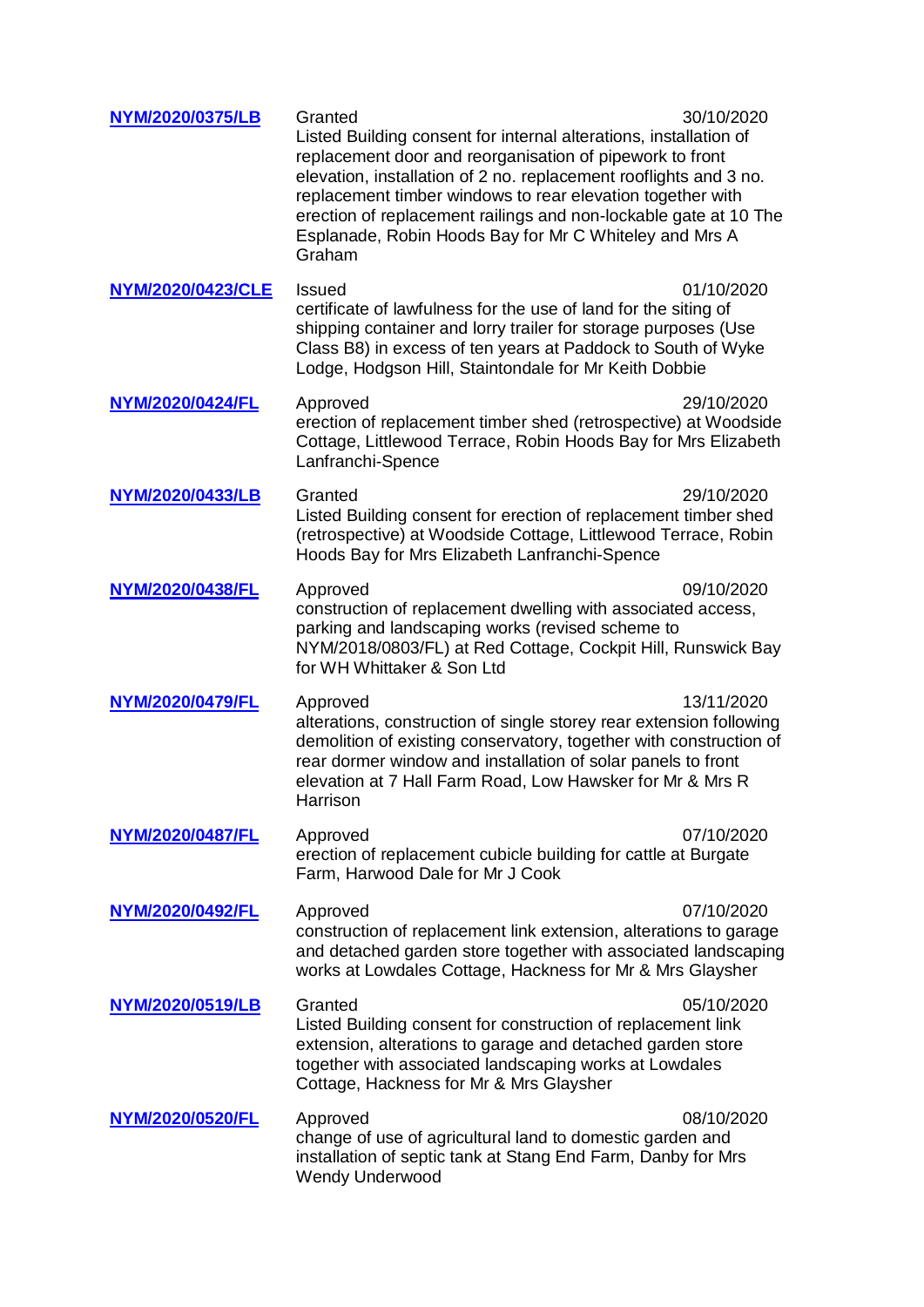| | | |
|---|---|---|
| **NYM/2020/0375/LB** | Granted<br>Listed Building consent for internal alterations, installation of replacement door and reorganisation of pipework to front elevation, installation of 2 no. replacement rooflights and 3 no. replacement timber windows to rear elevation together with erection of replacement railings and non-lockable gate at 10 The Esplanade, Robin Hoods Bay for Mr C Whiteley and Mrs A Graham | 30/10/2020 |
| **NYM/2020/0423/CLE** | Issued<br>certificate of lawfulness for the use of land for the siting of shipping container and lorry trailer for storage purposes (Use Class B8) in excess of ten years at Paddock to South of Wyke Lodge, Hodgson Hill, Staintondale for Mr Keith Dobbie | 01/10/2020 |
| **NYM/2020/0424/FL** | Approved<br>erection of replacement timber shed (retrospective) at Woodside Cottage, Littlewood Terrace, Robin Hoods Bay for Mrs Elizabeth Lanfranchi-Spence | 29/10/2020 |
| **NYM/2020/0433/LB** | Granted<br>Listed Building consent for erection of replacement timber shed (retrospective) at Woodside Cottage, Littlewood Terrace, Robin Hoods Bay for Mrs Elizabeth Lanfranchi-Spence | 29/10/2020 |
| **NYM/2020/0438/FL** | Approved<br>construction of replacement dwelling with associated access, parking and landscaping works (revised scheme to NYM/2018/0803/FL) at Red Cottage, Cockpit Hill, Runswick Bay for WH Whittaker & Son Ltd | 09/10/2020 |
| **NYM/2020/0479/FL** | Approved<br>alterations, construction of single storey rear extension following demolition of existing conservatory, together with construction of rear dormer window and installation of solar panels to front elevation at 7 Hall Farm Road, Low Hawsker for Mr & Mrs R Harrison | 13/11/2020 |
| **NYM/2020/0487/FL** | Approved<br>erection of replacement cubicle building for cattle at Burgate Farm, Harwood Dale for Mr J Cook | 07/10/2020 |
| **NYM/2020/0492/FL** | Approved<br>construction of replacement link extension, alterations to garage and detached garden store together with associated landscaping works at Lowdales Cottage, Hackness for Mr & Mrs Glaysher | 07/10/2020 |
| **NYM/2020/0519/LB** | Granted<br>Listed Building consent for construction of replacement link extension, alterations to garage and detached garden store together with associated landscaping works at Lowdales Cottage, Hackness for Mr & Mrs Glaysher | 05/10/2020 |
| **NYM/2020/0520/FL** | Approved<br>change of use of agricultural land to domestic garden and installation of septic tank at Stang End Farm, Danby for Mrs Wendy Underwood | 08/10/2020 |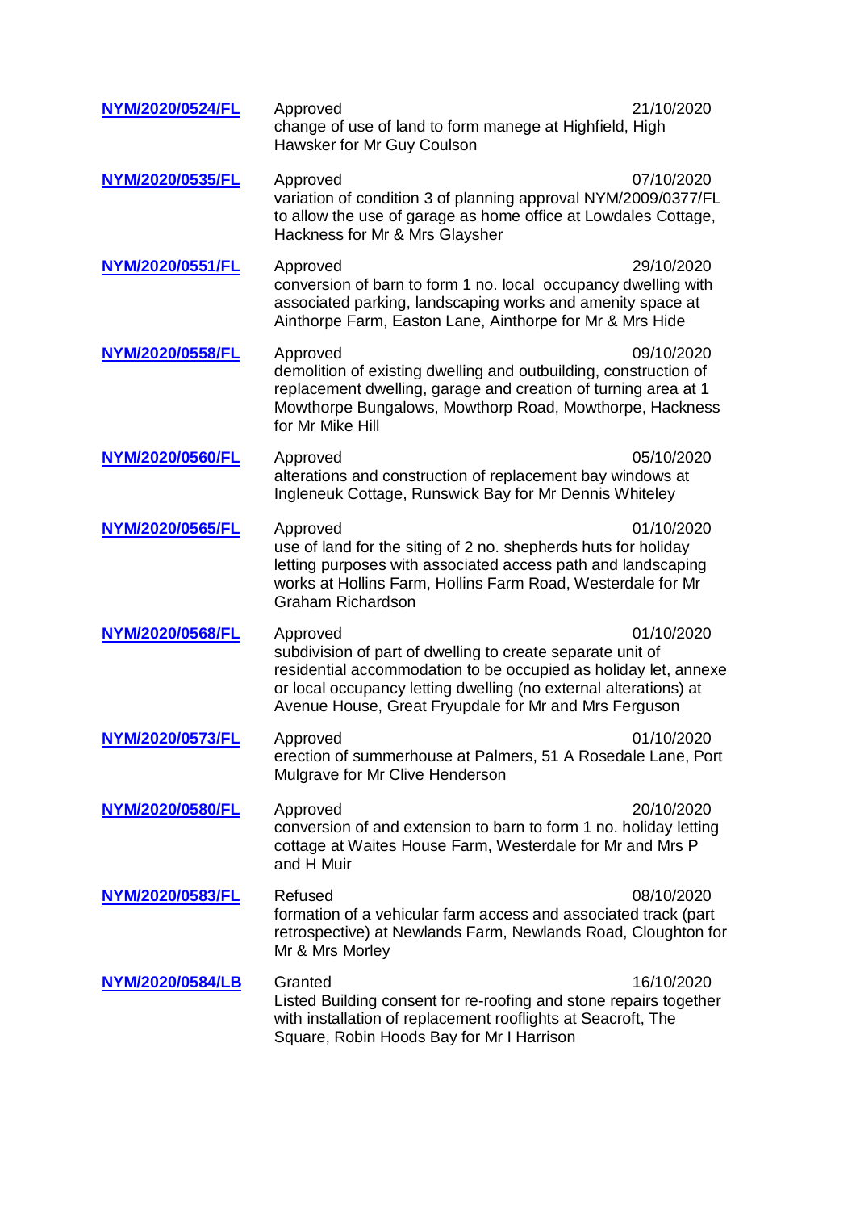**NYM/2020/0524/FL** Approved 21/10/2020
change of use of land to form manege at Highfield, High Hawsker for Mr Guy Coulson

**NYM/2020/0535/FL** Approved 07/10/2020
variation of condition 3 of planning approval NYM/2009/0377/FL to allow the use of garage as home office at Lowdales Cottage, Hackness for Mr & Mrs Glaysher

**NYM/2020/0551/FL** Approved 29/10/2020
conversion of barn to form 1 no. local occupancy dwelling with associated parking, landscaping works and amenity space at Ainthorpe Farm, Easton Lane, Ainthorpe for Mr & Mrs Hide

**NYM/2020/0558/FL** Approved 09/10/2020
demolition of existing dwelling and outbuilding, construction of replacement dwelling, garage and creation of turning area at 1 Mowthorpe Bungalows, Mowthorp Road, Mowthorpe, Hackness for Mr Mike Hill

**NYM/2020/0560/FL** Approved 05/10/2020
alterations and construction of replacement bay windows at Ingleneuk Cottage, Runswick Bay for Mr Dennis Whiteley

**NYM/2020/0565/FL** Approved 01/10/2020
use of land for the siting of 2 no. shepherds huts for holiday letting purposes with associated access path and landscaping works at Hollins Farm, Hollins Farm Road, Westerdale for Mr Graham Richardson

**NYM/2020/0568/FL** Approved 01/10/2020
subdivision of part of dwelling to create separate unit of residential accommodation to be occupied as holiday let, annexe or local occupancy letting dwelling (no external alterations) at Avenue House, Great Fryupdale for Mr and Mrs Ferguson

**NYM/2020/0573/FL** Approved 01/10/2020
erection of summerhouse at Palmers, 51 A Rosedale Lane, Port Mulgrave for Mr Clive Henderson

**NYM/2020/0580/FL** Approved 20/10/2020
conversion of and extension to barn to form 1 no. holiday letting cottage at Waites House Farm, Westerdale for Mr and Mrs P and H Muir

**NYM/2020/0583/FL** Refused 08/10/2020
formation of a vehicular farm access and associated track (part retrospective) at Newlands Farm, Newlands Road, Cloughton for Mr & Mrs Morley

**NYM/2020/0584/LB** Granted 16/10/2020
Listed Building consent for re-roofing and stone repairs together with installation of replacement rooflights at Seacroft, The Square, Robin Hoods Bay for Mr I Harrison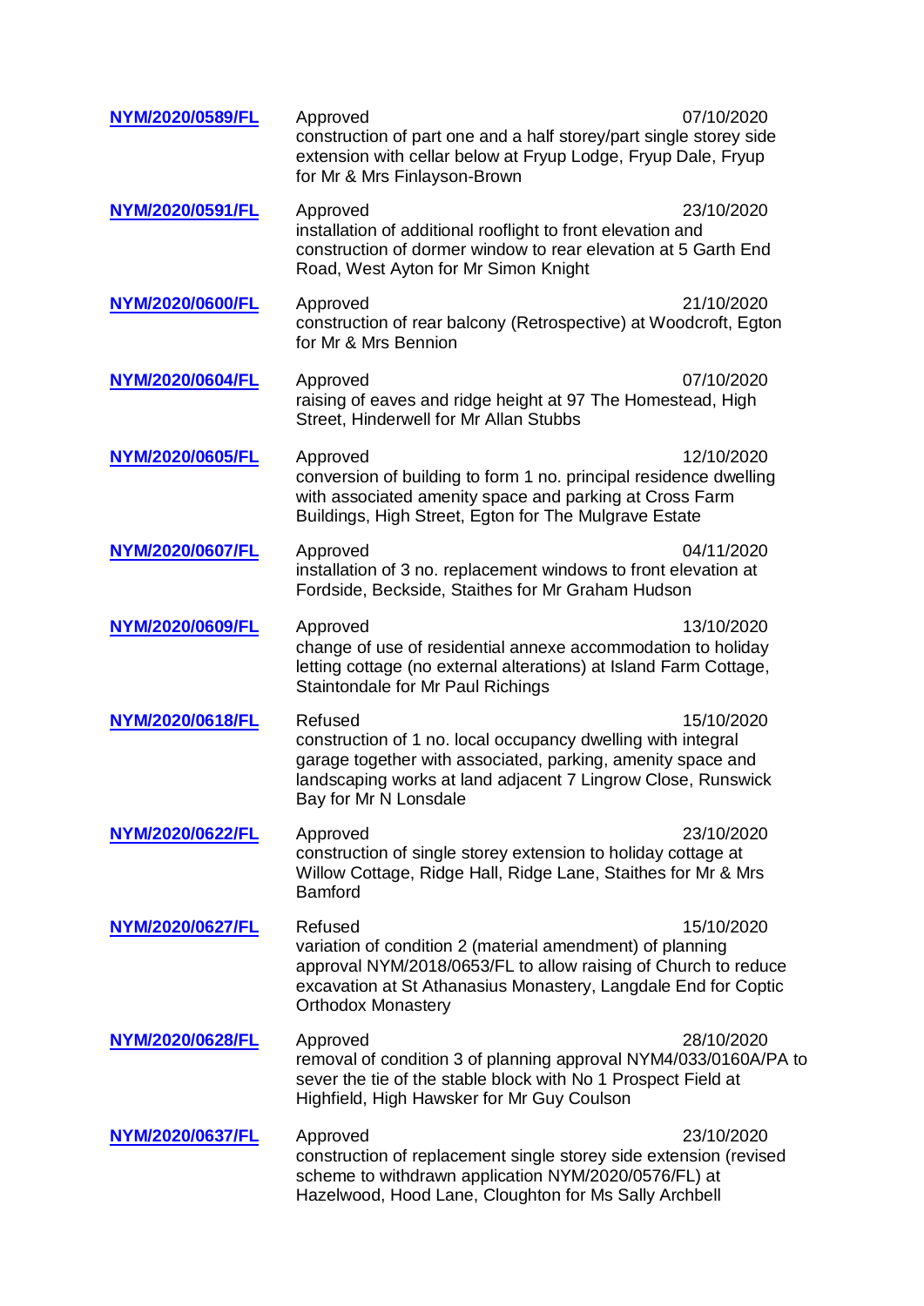**NYM/2020/0589/FL** Approved 07/10/2020
construction of part one and a half storey/part single storey side extension with cellar below at Fryup Lodge, Fryup Dale, Fryup for Mr & Mrs Finlayson-Brown

**NYM/2020/0591/FL** Approved 23/10/2020
installation of additional rooflight to front elevation and construction of dormer window to rear elevation at 5 Garth End Road, West Ayton for Mr Simon Knight

**NYM/2020/0600/FL** Approved 21/10/2020
construction of rear balcony (Retrospective) at Woodcroft, Egton for Mr & Mrs Bennion

**NYM/2020/0604/FL** Approved 07/10/2020
raising of eaves and ridge height at 97 The Homestead, High Street, Hinderwell for Mr Allan Stubbs

**NYM/2020/0605/FL** Approved 12/10/2020
conversion of building to form 1 no. principal residence dwelling with associated amenity space and parking at Cross Farm Buildings, High Street, Egton for The Mulgrave Estate

**NYM/2020/0607/FL** Approved 04/11/2020
installation of 3 no. replacement windows to front elevation at Fordside, Beckside, Staithes for Mr Graham Hudson

**NYM/2020/0609/FL** Approved 13/10/2020
change of use of residential annexe accommodation to holiday letting cottage (no external alterations) at Island Farm Cottage, Staintondale for Mr Paul Richings

**NYM/2020/0618/FL** Refused 15/10/2020
construction of 1 no. local occupancy dwelling with integral garage together with associated, parking, amenity space and landscaping works at land adjacent 7 Lingrow Close, Runswick Bay for Mr N Lonsdale

**NYM/2020/0622/FL** Approved 23/10/2020
construction of single storey extension to holiday cottage at Willow Cottage, Ridge Hall, Ridge Lane, Staithes for Mr & Mrs Bamford

**NYM/2020/0627/FL** Refused 15/10/2020
variation of condition 2 (material amendment) of planning approval NYM/2018/0653/FL to allow raising of Church to reduce excavation at St Athanasius Monastery, Langdale End for Coptic Orthodox Monastery

**NYM/2020/0628/FL** Approved 28/10/2020
removal of condition 3 of planning approval NYM4/033/0160A/PA to sever the tie of the stable block with No 1 Prospect Field at Highfield, High Hawsker for Mr Guy Coulson

**NYM/2020/0637/FL** Approved 23/10/2020
construction of replacement single storey side extension (revised scheme to withdrawn application NYM/2020/0576/FL) at Hazelwood, Hood Lane, Cloughton for Ms Sally Archbell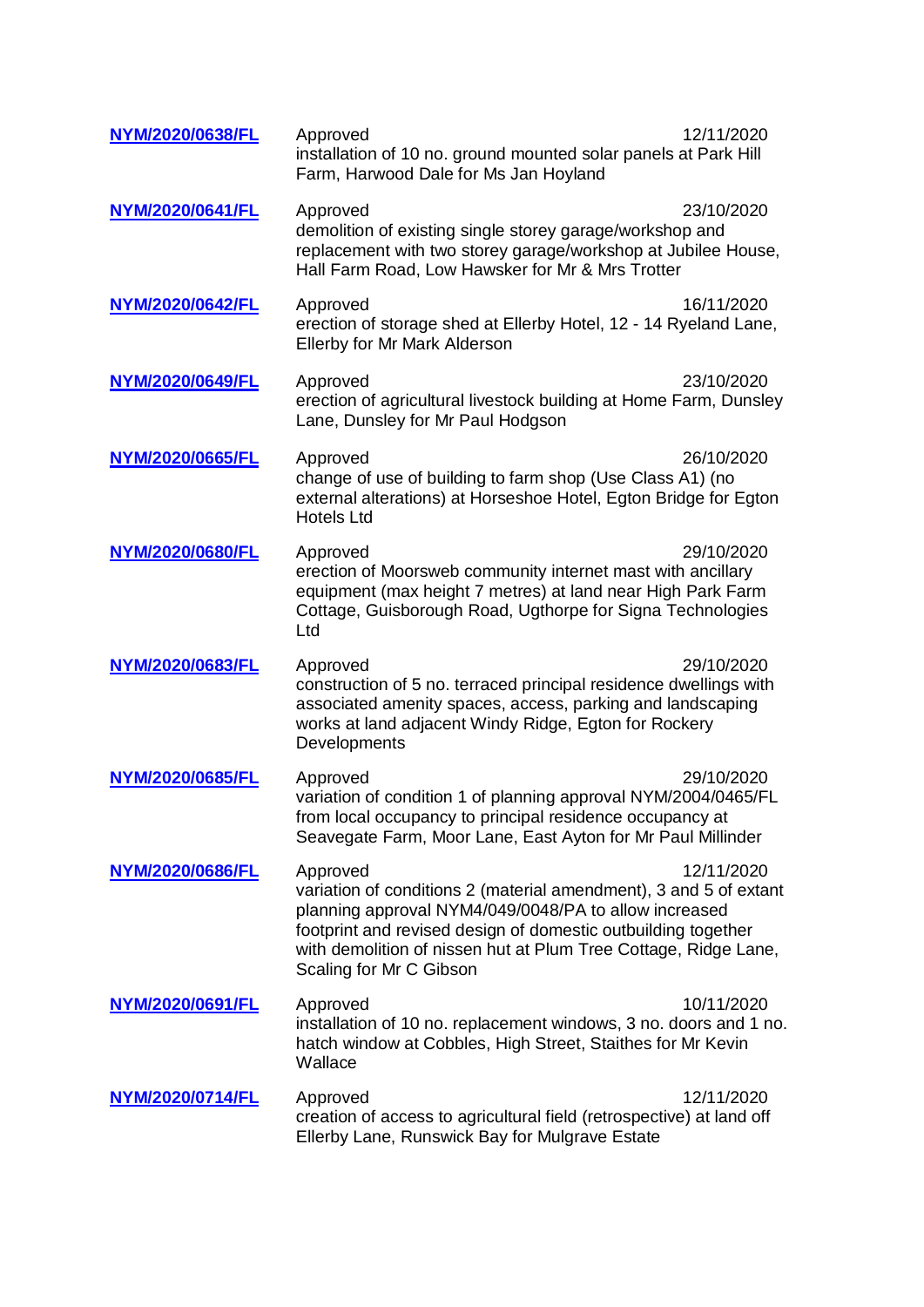| | | |
|---|---|---|
| **NYM/2020/0638/FL** | Approved<br>installation of 10 no. ground mounted solar panels at Park Hill Farm, Harwood Dale for Ms Jan Hoyland | 12/11/2020 |
| **NYM/2020/0641/FL** | Approved<br>demolition of existing single storey garage/workshop and replacement with two storey garage/workshop at Jubilee House, Hall Farm Road, Low Hawsker for Mr & Mrs Trotter | 23/10/2020 |
| **NYM/2020/0642/FL** | Approved<br>erection of storage shed at Ellerby Hotel, 12 - 14 Ryeland Lane, Ellerby for Mr Mark Alderson | 16/11/2020 |
| **NYM/2020/0649/FL** | Approved<br>erection of agricultural livestock building at Home Farm, Dunsley Lane, Dunsley for Mr Paul Hodgson | 23/10/2020 |
| **NYM/2020/0665/FL** | Approved<br>change of use of building to farm shop (Use Class A1) (no external alterations) at Horseshoe Hotel, Egton Bridge for Egton Hotels Ltd | 26/10/2020 |
| **NYM/2020/0680/FL** | Approved<br>erection of Moorsweb community internet mast with ancillary equipment (max height 7 metres) at land near High Park Farm Cottage, Guisborough Road, Ugthorpe for Signa Technologies Ltd | 29/10/2020 |
| **NYM/2020/0683/FL** | Approved<br>construction of 5 no. terraced principal residence dwellings with associated amenity spaces, access, parking and landscaping works at land adjacent Windy Ridge, Egton for Rockery Developments | 29/10/2020 |
| **NYM/2020/0685/FL** | Approved<br>variation of condition 1 of planning approval NYM/2004/0465/FL from local occupancy to principal residence occupancy at Seavegate Farm, Moor Lane, East Ayton for Mr Paul Millinder | 29/10/2020 |
| **NYM/2020/0686/FL** | Approved<br>variation of conditions 2 (material amendment), 3 and 5 of extant planning approval NYM4/049/0048/PA to allow increased footprint and revised design of domestic outbuilding together with demolition of nissen hut at Plum Tree Cottage, Ridge Lane, Scaling for Mr C Gibson | 12/11/2020 |
| **NYM/2020/0691/FL** | Approved<br>installation of 10 no. replacement windows, 3 no. doors and 1 no. hatch window at Cobbles, High Street, Staithes for Mr Kevin Wallace | 10/11/2020 |
| **NYM/2020/0714/FL** | Approved<br>creation of access to agricultural field (retrospective) at land off Ellerby Lane, Runswick Bay for Mulgrave Estate | 12/11/2020 |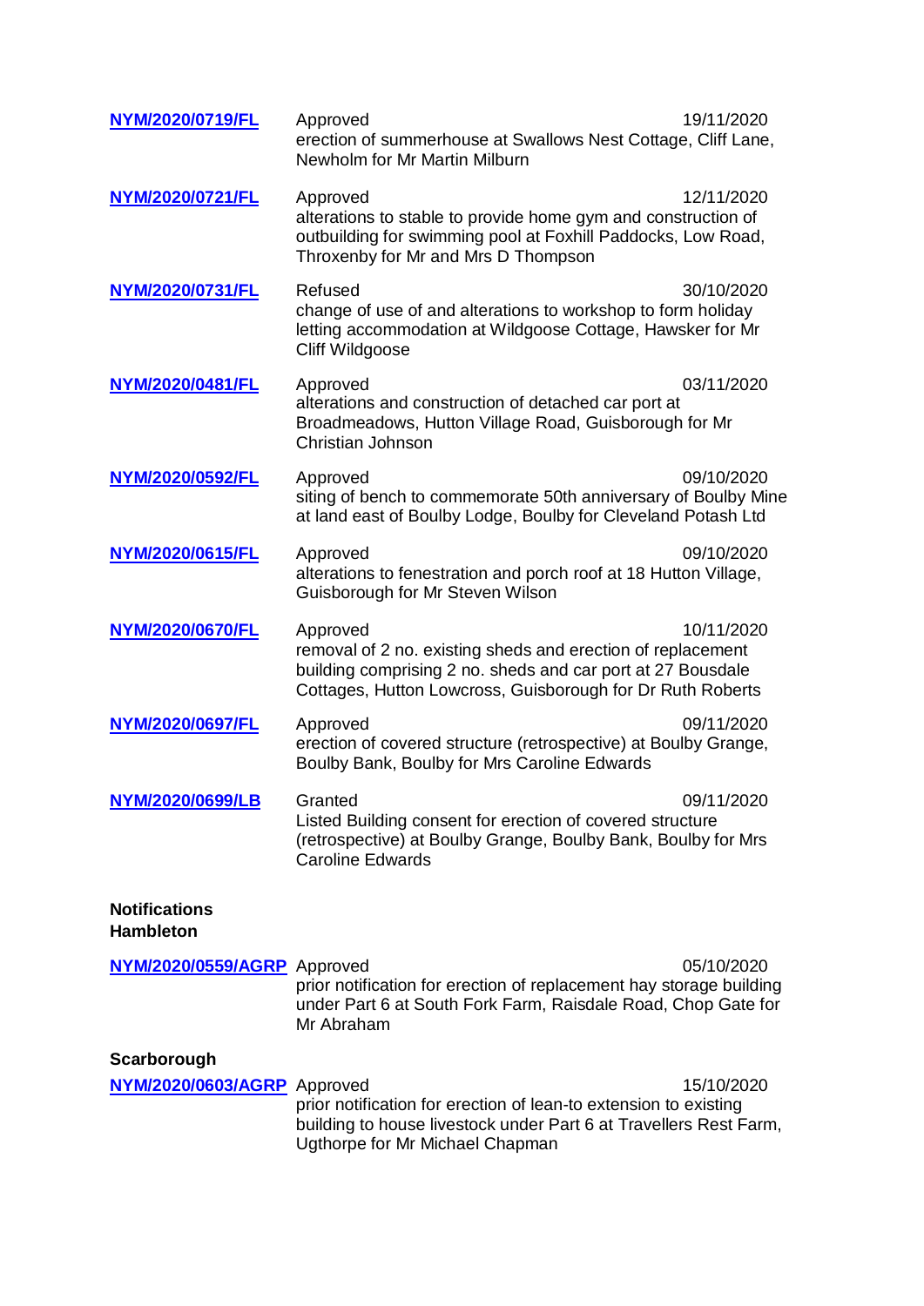**NYM/2020/0719/FL** Approved 19/11/2020
erection of summerhouse at Swallows Nest Cottage, Cliff Lane, Newholm for Mr Martin Milburn

**NYM/2020/0721/FL** Approved 12/11/2020
alterations to stable to provide home gym and construction of outbuilding for swimming pool at Foxhill Paddocks, Low Road, Throxenby for Mr and Mrs D Thompson

**NYM/2020/0731/FL** Refused 30/10/2020
change of use of and alterations to workshop to form holiday letting accommodation at Wildgoose Cottage, Hawsker for Mr Cliff Wildgoose

**NYM/2020/0481/FL** Approved 03/11/2020
alterations and construction of detached car port at Broadmeadows, Hutton Village Road, Guisborough for Mr Christian Johnson

**NYM/2020/0592/FL** Approved 09/10/2020
siting of bench to commemorate 50th anniversary of Boulby Mine at land east of Boulby Lodge, Boulby for Cleveland Potash Ltd

**NYM/2020/0615/FL** Approved 09/10/2020
alterations to fenestration and porch roof at 18 Hutton Village, Guisborough for Mr Steven Wilson

**NYM/2020/0670/FL** Approved 10/11/2020
removal of 2 no. existing sheds and erection of replacement building comprising 2 no. sheds and car port at 27 Bousdale Cottages, Hutton Lowcross, Guisborough for Dr Ruth Roberts

**NYM/2020/0697/FL** Approved 09/11/2020
erection of covered structure (retrospective) at Boulby Grange, Boulby Bank, Boulby for Mrs Caroline Edwards

**NYM/2020/0699/LB** Granted 09/11/2020
Listed Building consent for erection of covered structure (retrospective) at Boulby Grange, Boulby Bank, Boulby for Mrs Caroline Edwards

**Notifications**
**Hambleton**

**NYM/2020/0559/AGRP** Approved 05/10/2020
prior notification for erection of replacement hay storage building under Part 6 at South Fork Farm, Raisdale Road, Chop Gate for Mr Abraham

**Scarborough**

**NYM/2020/0603/AGRP** Approved 15/10/2020
prior notification for erection of lean-to extension to existing building to house livestock under Part 6 at Travellers Rest Farm, Ugthorpe for Mr Michael Chapman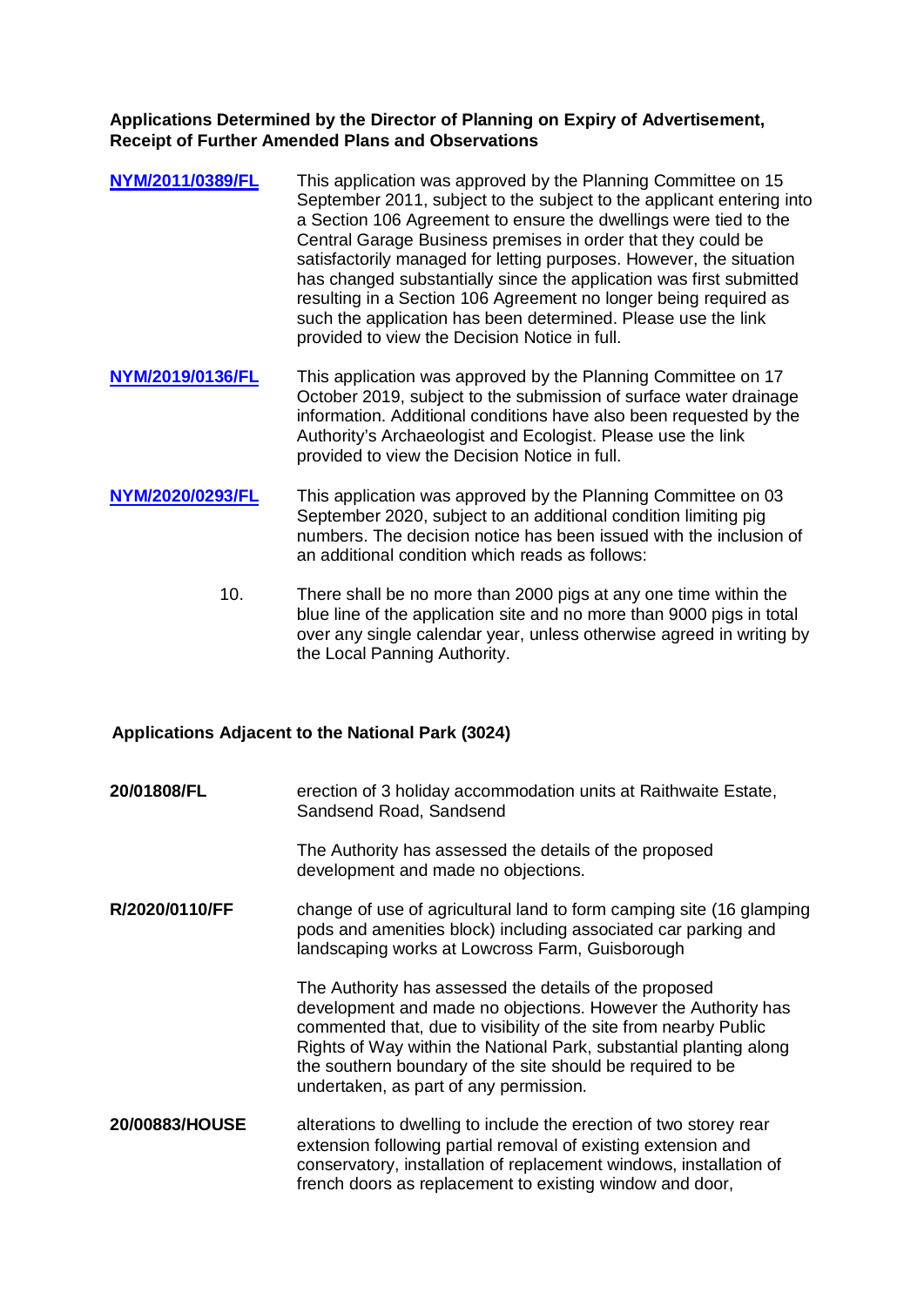**Applications Determined by the Director of Planning on Expiry of Advertisement, Receipt of Further Amended Plans and Observations**

**NYM/2011/0389/FL** This application was approved by the Planning Committee on 15 September 2011, subject to the subject to the applicant entering into a Section 106 Agreement to ensure the dwellings were tied to the Central Garage Business premises in order that they could be satisfactorily managed for letting purposes. However, the situation has changed substantially since the application was first submitted resulting in a Section 106 Agreement no longer being required as such the application has been determined. Please use the link provided to view the Decision Notice in full.

**NYM/2019/0136/FL** This application was approved by the Planning Committee on 17 October 2019, subject to the submission of surface water drainage information. Additional conditions have also been requested by the Authority's Archaeologist and Ecologist. Please use the link provided to view the Decision Notice in full.

**NYM/2020/0293/FL** This application was approved by the Planning Committee on 03 September 2020, subject to an additional condition limiting pig numbers. The decision notice has been issued with the inclusion of an additional condition which reads as follows:

10. There shall be no more than 2000 pigs at any one time within the blue line of the application site and no more than 9000 pigs in total over any single calendar year, unless otherwise agreed in writing by the Local Panning Authority.

**Applications Adjacent to the National Park (3024)**

**20/01808/FL** erection of 3 holiday accommodation units at Raithwaite Estate, Sandsend Road, Sandsend

The Authority has assessed the details of the proposed development and made no objections.

**R/2020/0110/FF** change of use of agricultural land to form camping site (16 glamping pods and amenities block) including associated car parking and landscaping works at Lowcross Farm, Guisborough

The Authority has assessed the details of the proposed development and made no objections. However the Authority has commented that, due to visibility of the site from nearby Public Rights of Way within the National Park, substantial planting along the southern boundary of the site should be required to be undertaken, as part of any permission.

**20/00883/HOUSE** alterations to dwelling to include the erection of two storey rear extension following partial removal of existing extension and conservatory, installation of replacement windows, installation of french doors as replacement to existing window and door,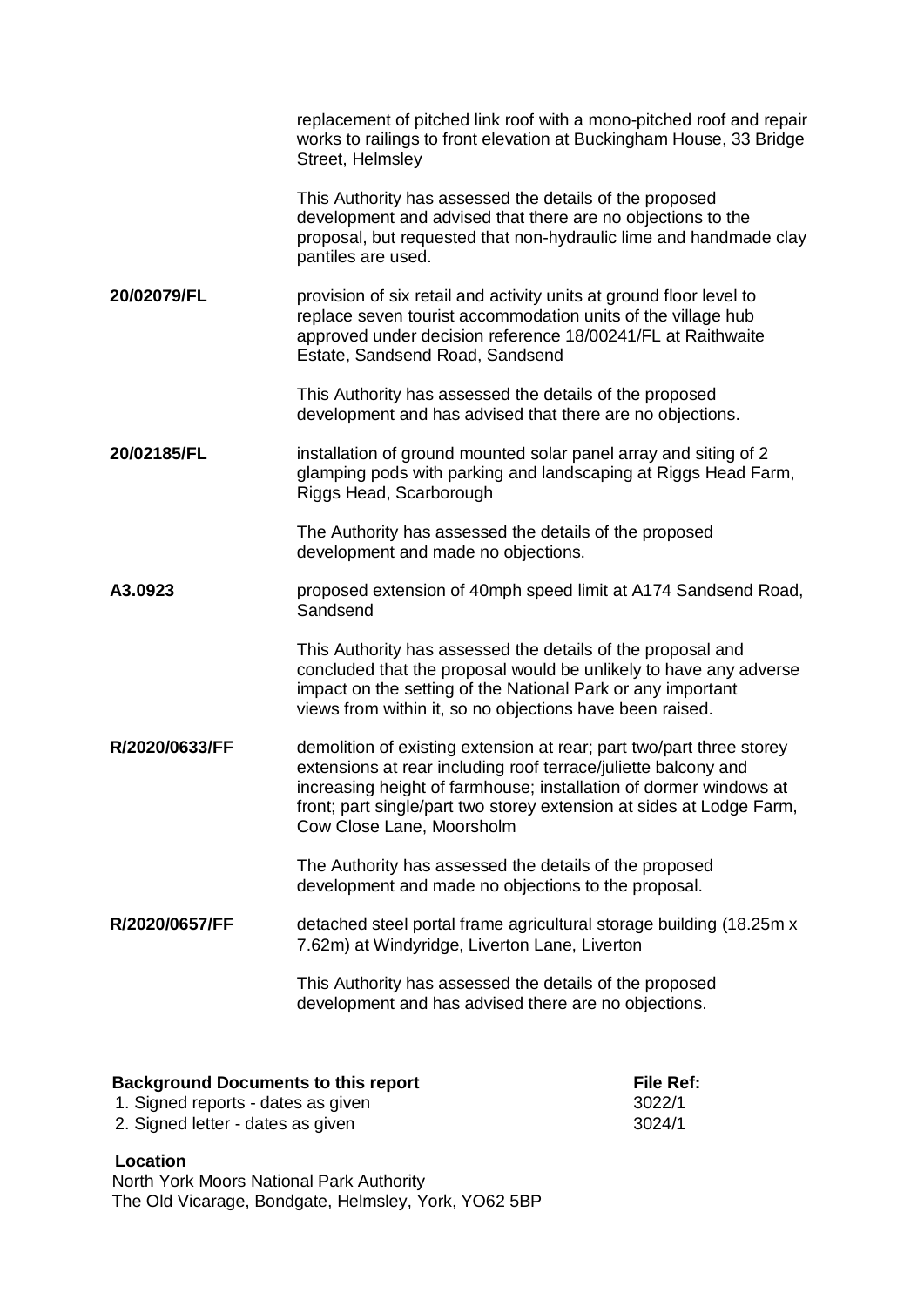| | |
|---|---|
| | replacement of pitched link roof with a mono-pitched roof and repair works to railings to front elevation at Buckingham House, 33 Bridge Street, Helmsley |
| | This Authority has assessed the details of the proposed development and advised that there are no objections to the proposal, but requested that non-hydraulic lime and handmade clay pantiles are used. |
| **20/02079/FL** | provision of six retail and activity units at ground floor level to replace seven tourist accommodation units of the village hub approved under decision reference 18/00241/FL at Raithwaite Estate, Sandsend Road, Sandsend |
| | This Authority has assessed the details of the proposed development and has advised that there are no objections. |
| **20/02185/FL** | installation of ground mounted solar panel array and siting of 2 glamping pods with parking and landscaping at Riggs Head Farm, Riggs Head, Scarborough |
| | The Authority has assessed the details of the proposed development and made no objections. |
| **A3.0923** | proposed extension of 40mph speed limit at A174 Sandsend Road, Sandsend |
| | This Authority has assessed the details of the proposal and concluded that the proposal would be unlikely to have any adverse impact on the setting of the National Park or any important views from within it, so no objections have been raised. |
| **R/2020/0633/FF** | demolition of existing extension at rear; part two/part three storey extensions at rear including roof terrace/juliette balcony and increasing height of farmhouse; installation of dormer windows at front; part single/part two storey extension at sides at Lodge Farm, Cow Close Lane, Moorsholm |
| | The Authority has assessed the details of the proposed development and made no objections to the proposal. |
| **R/2020/0657/FF** | detached steel portal frame agricultural storage building (18.25m x 7.62m) at Windyridge, Liverton Lane, Liverton |
| | This Authority has assessed the details of the proposed development and has advised there are no objections. |

| **Background Documents to this report** | **File Ref:** |
|---|---|
| 1. Signed reports - dates as given | 3022/1 |
| 2. Signed letter - dates as given | 3024/1 |

**Location**

North York Moors National Park Authority
The Old Vicarage, Bondgate, Helmsley, York, YO62 5BP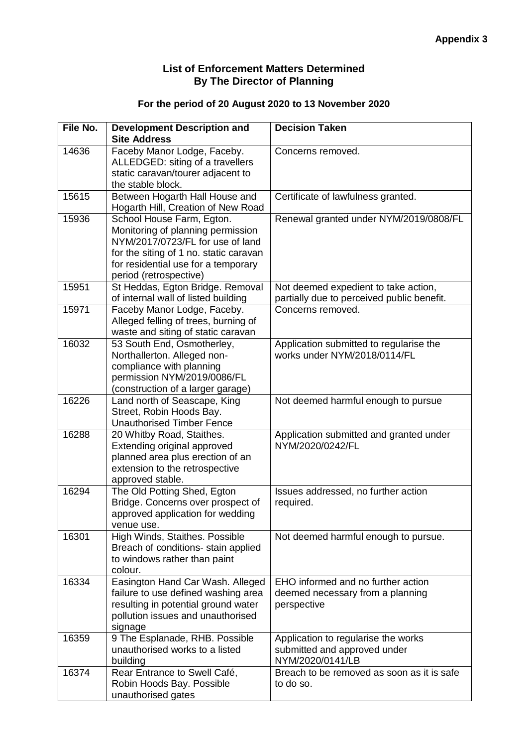**Appendix 3**

# List of Enforcement Matters Determined By The Director of Planning

## For the period of 20 August 2020 to 13 November 2020

| File No. | Development Description and Site Address | Decision Taken |
|---|---|---|
| 14636 | Faceby Manor Lodge, Faceby. ALLEDGED: siting of a travellers static caravan/tourer adjacent to the stable block. | Concerns removed. |
| 15615 | Between Hogarth Hall House and Hogarth Hill, Creation of New Road | Certificate of lawfulness granted. |
| 15936 | School House Farm, Egton. Monitoring of planning permission NYM/2017/0723/FL for use of land for the siting of 1 no. static caravan for residential use for a temporary period (retrospective) | Renewal granted under NYM/2019/0808/FL |
| 15951 | St Heddas, Egton Bridge. Removal of internal wall of listed building | Not deemed expedient to take action, partially due to perceived public benefit. |
| 15971 | Faceby Manor Lodge, Faceby. Alleged felling of trees, burning of waste and siting of static caravan | Concerns removed. |
| 16032 | 53 South End, Osmotherley, Northallerton. Alleged non-compliance with planning permission NYM/2019/0086/FL (construction of a larger garage) | Application submitted to regularise the works under NYM/2018/0114/FL |
| 16226 | Land north of Seascape, King Street, Robin Hoods Bay. Unauthorised Timber Fence | Not deemed harmful enough to pursue |
| 16288 | 20 Whitby Road, Staithes. Extending original approved planned area plus erection of an extension to the retrospective approved stable. | Application submitted and granted under NYM/2020/0242/FL |
| 16294 | The Old Potting Shed, Egton Bridge. Concerns over prospect of approved application for wedding venue use. | Issues addressed, no further action required. |
| 16301 | High Winds, Staithes. Possible Breach of conditions- stain applied to windows rather than paint colour. | Not deemed harmful enough to pursue. |
| 16334 | Easington Hand Car Wash. Alleged failure to use defined washing area resulting in potential ground water pollution issues and unauthorised signage | EHO informed and no further action deemed necessary from a planning perspective |
| 16359 | 9 The Esplanade, RHB. Possible unauthorised works to a listed building | Application to regularise the works submitted and approved under NYM/2020/0141/LB |
| 16374 | Rear Entrance to Swell Café, Robin Hoods Bay. Possible unauthorised gates | Breach to be removed as soon as it is safe to do so. |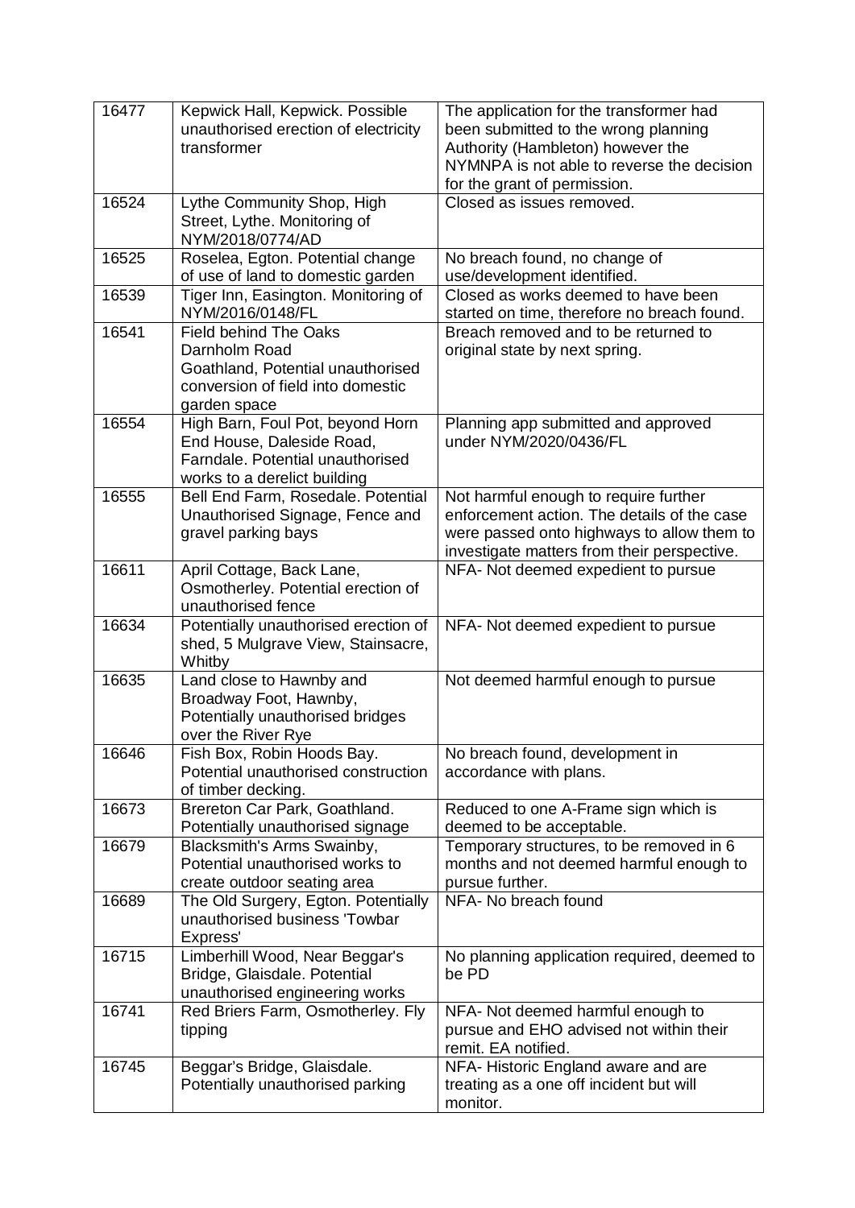| 16477 | Kepwick Hall, Kepwick. Possible unauthorised erection of electricity transformer | The application for the transformer had been submitted to the wrong planning Authority (Hambleton) however the NYMNPA is not able to reverse the decision for the grant of permission. |
|---|---|---|
| 16524 | Lythe Community Shop, High Street, Lythe. Monitoring of NYM/2018/0774/AD | Closed as issues removed. |
| 16525 | Roselea, Egton. Potential change of use of land to domestic garden | No breach found, no change of use/development identified. |
| 16539 | Tiger Inn, Easington. Monitoring of NYM/2016/0148/FL | Closed as works deemed to have been started on time, therefore no breach found. |
| 16541 | Field behind The Oaks Darnholm Road Goathland, Potential unauthorised conversion of field into domestic garden space | Breach removed and to be returned to original state by next spring. |
| 16554 | High Barn, Foul Pot, beyond Horn End House, Daleside Road, Farndale. Potential unauthorised works to a derelict building | Planning app submitted and approved under NYM/2020/0436/FL |
| 16555 | Bell End Farm, Rosedale. Potential Unauthorised Signage, Fence and gravel parking bays | Not harmful enough to require further enforcement action. The details of the case were passed onto highways to allow them to investigate matters from their perspective. |
| 16611 | April Cottage, Back Lane, Osmotherley. Potential erection of unauthorised fence | NFA- Not deemed expedient to pursue |
| 16634 | Potentially unauthorised erection of shed, 5 Mulgrave View, Stainsacre, Whitby | NFA- Not deemed expedient to pursue |
| 16635 | Land close to Hawnby and Broadway Foot, Hawnby, Potentially unauthorised bridges over the River Rye | Not deemed harmful enough to pursue |
| 16646 | Fish Box, Robin Hoods Bay. Potential unauthorised construction of timber decking. | No breach found, development in accordance with plans. |
| 16673 | Brereton Car Park, Goathland. Potentially unauthorised signage | Reduced to one A-Frame sign which is deemed to be acceptable. |
| 16679 | Blacksmith's Arms Swainby, Potential unauthorised works to create outdoor seating area | Temporary structures, to be removed in 6 months and not deemed harmful enough to pursue further. |
| 16689 | The Old Surgery, Egton. Potentially unauthorised business 'Towbar Express' | NFA- No breach found |
| 16715 | Limberhill Wood, Near Beggar's Bridge, Glaisdale. Potential unauthorised engineering works | No planning application required, deemed to be PD |
| 16741 | Red Briers Farm, Osmotherley. Fly tipping | NFA- Not deemed harmful enough to pursue and EHO advised not within their remit. EA notified. |
| 16745 | Beggar's Bridge, Glaisdale. Potentially unauthorised parking | NFA- Historic England aware and are treating as a one off incident but will monitor. |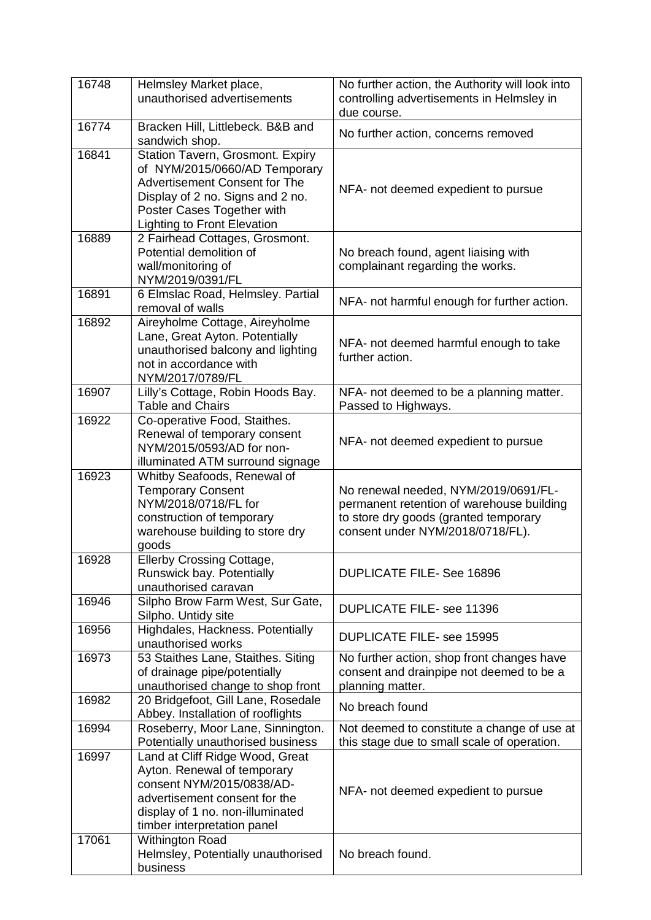| | | |
|---|---|---|
| 16748 | Helmsley Market place, unauthorised advertisements | No further action, the Authority will look into controlling advertisements in Helmsley in due course. |
| 16774 | Bracken Hill, Littlebeck. B&B and sandwich shop. | No further action, concerns removed |
| 16841 | Station Tavern, Grosmont. Expiry of NYM/2015/0660/AD Temporary Advertisement Consent for The Display of 2 no. Signs and 2 no. Poster Cases Together with Lighting to Front Elevation | NFA- not deemed expedient to pursue |
| 16889 | 2 Fairhead Cottages, Grosmont. Potential demolition of wall/monitoring of NYM/2019/0391/FL | No breach found, agent liaising with complainant regarding the works. |
| 16891 | 6 Elmslac Road, Helmsley. Partial removal of walls | NFA- not harmful enough for further action. |
| 16892 | Aireyholme Cottage, Aireyholme Lane, Great Ayton. Potentially unauthorised balcony and lighting not in accordance with NYM/2017/0789/FL | NFA- not deemed harmful enough to take further action. |
| 16907 | Lilly's Cottage, Robin Hoods Bay. Table and Chairs | NFA- not deemed to be a planning matter. Passed to Highways. |
| 16922 | Co-operative Food, Staithes. Renewal of temporary consent NYM/2015/0593/AD for non-illuminated ATM surround signage | NFA- not deemed expedient to pursue |
| 16923 | Whitby Seafoods, Renewal of Temporary Consent NYM/2018/0718/FL for construction of temporary warehouse building to store dry goods | No renewal needed, NYM/2019/0691/FL- permanent retention of warehouse building to store dry goods (granted temporary consent under NYM/2018/0718/FL). |
| 16928 | Ellerby Crossing Cottage, Runswick bay. Potentially unauthorised caravan | DUPLICATE FILE- See 16896 |
| 16946 | Silpho Brow Farm West, Sur Gate, Silpho. Untidy site | DUPLICATE FILE- see 11396 |
| 16956 | Highdales, Hackness. Potentially unauthorised works | DUPLICATE FILE- see 15995 |
| 16973 | 53 Staithes Lane, Staithes. Siting of drainage pipe/potentially unauthorised change to shop front | No further action, shop front changes have consent and drainpipe not deemed to be a planning matter. |
| 16982 | 20 Bridgefoot, Gill Lane, Rosedale Abbey. Installation of rooflights | No breach found |
| 16994 | Roseberry, Moor Lane, Sinnington. Potentially unauthorised business | Not deemed to constitute a change of use at this stage due to small scale of operation. |
| 16997 | Land at Cliff Ridge Wood, Great Ayton. Renewal of temporary consent NYM/2015/0838/AD- advertisement consent for the display of 1 no. non-illuminated timber interpretation panel | NFA- not deemed expedient to pursue |
| 17061 | Withington Road Helmsley, Potentially unauthorised business | No breach found. |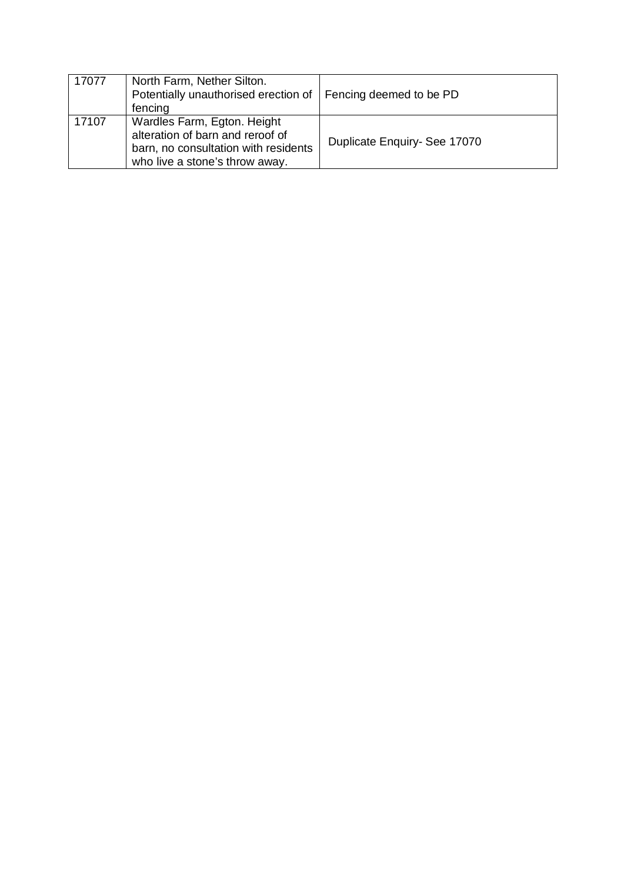| 17077 | North Farm, Nether Silton. Potentially unauthorised erection of fencing | Fencing deemed to be PD |
|---|---|---|
| 17107 | Wardles Farm, Egton. Height alteration of barn and reroof of barn, no consultation with residents who live a stone's throw away. | Duplicate Enquiry- See 17070 |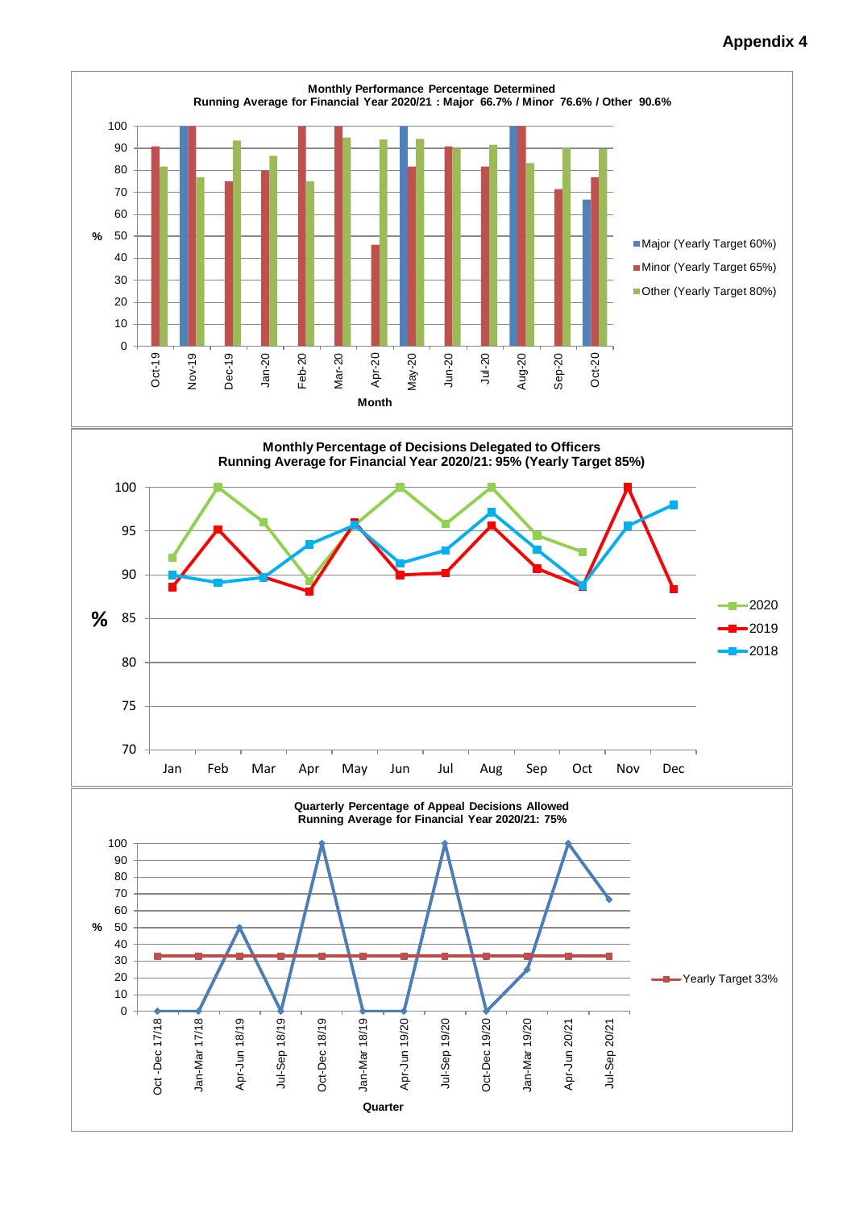# Appendix 4

**Monthly Performance Percentage Determined**
**Running Average for Financial Year 2020/21 : Major 66.7% / Minor 76.6% / Other 90.6%**

%

Month

Oct-19, Nov-19, Dec-19, Jan-20, Feb-20, Mar-20, Apr-20, May-20, Jun-20, Jul-20, Aug-20, Sep-20, Oct-20

- Major (Yearly Target 60%)
- Minor (Yearly Target 65%)
- Other (Yearly Target 80%)

**Monthly Percentage of Decisions Delegated to Officers**
**Running Average for Financial Year 2020/21: 95% (Yearly Target 85%)**

%

Jan, Feb, Mar, Apr, May, Jun, Jul, Aug, Sep, Oct, Nov, Dec

- 2020
- 2019
- 2018

**Quarterly Percentage of Appeal Decisions Allowed**
**Running Average for Financial Year 2020/21: 75%**

%

Quarter

Oct -Dec 17/18, Jan-Mar 17/18, Apr-Jun 18/19, Jul-Sep 18/19, Oct-Dec 18/19, Jan-Mar 18/19, Apr-Jun 19/20, Jul-Sep 19/20, Oct-Dec 19/20, Jan-Mar 19/20, Apr-Jun 20/21, Jul-Sep 20/21

- Yearly Target 33%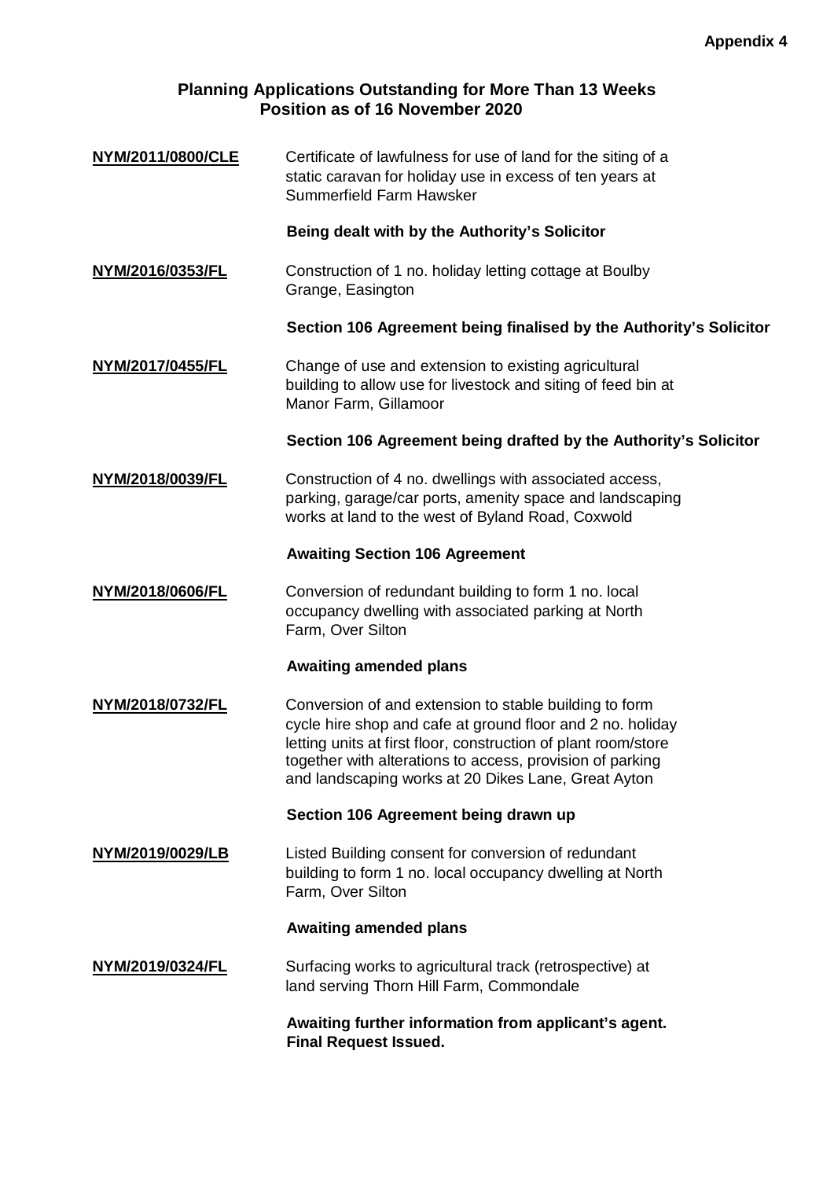**Appendix 4**

## Planning Applications Outstanding for More Than 13 Weeks
## Position as of 16 November 2020

**NYM/2011/0800/CLE** Certificate of lawfulness for use of land for the siting of a static caravan for holiday use in excess of ten years at Summerfield Farm Hawsker

**Being dealt with by the Authority's Solicitor**

**NYM/2016/0353/FL** Construction of 1 no. holiday letting cottage at Boulby Grange, Easington

**Section 106 Agreement being finalised by the Authority's Solicitor**

**NYM/2017/0455/FL** Change of use and extension to existing agricultural building to allow use for livestock and siting of feed bin at Manor Farm, Gillamoor

**Section 106 Agreement being drafted by the Authority's Solicitor**

**NYM/2018/0039/FL** Construction of 4 no. dwellings with associated access, parking, garage/car ports, amenity space and landscaping works at land to the west of Byland Road, Coxwold

**Awaiting Section 106 Agreement**

**NYM/2018/0606/FL** Conversion of redundant building to form 1 no. local occupancy dwelling with associated parking at North Farm, Over Silton

**Awaiting amended plans**

**NYM/2018/0732/FL** Conversion of and extension to stable building to form cycle hire shop and cafe at ground floor and 2 no. holiday letting units at first floor, construction of plant room/store together with alterations to access, provision of parking and landscaping works at 20 Dikes Lane, Great Ayton

**Section 106 Agreement being drawn up**

**NYM/2019/0029/LB** Listed Building consent for conversion of redundant building to form 1 no. local occupancy dwelling at North Farm, Over Silton

**Awaiting amended plans**

**NYM/2019/0324/FL** Surfacing works to agricultural track (retrospective) at land serving Thorn Hill Farm, Commondale

**Awaiting further information from applicant's agent. Final Request Issued.**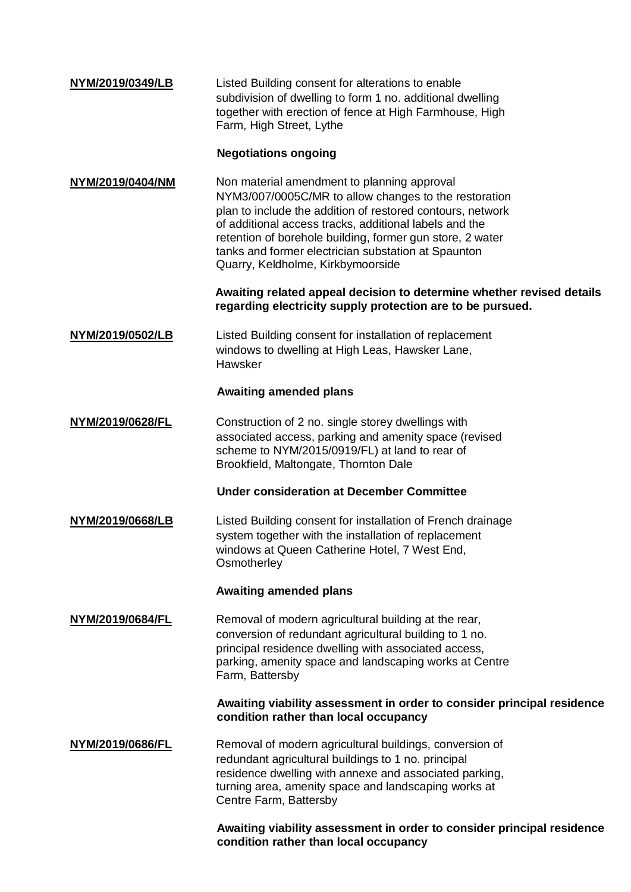**NYM/2019/0349/LB** Listed Building consent for alterations to enable subdivision of dwelling to form 1 no. additional dwelling together with erection of fence at High Farmhouse, High Farm, High Street, Lythe

**Negotiations ongoing**

**NYM/2019/0404/NM** Non material amendment to planning approval NYM3/007/0005C/MR to allow changes to the restoration plan to include the addition of restored contours, network of additional access tracks, additional labels and the retention of borehole building, former gun store, 2 water tanks and former electrician substation at Spaunton Quarry, Keldholme, Kirkbymoorside

**Awaiting related appeal decision to determine whether revised details regarding electricity supply protection are to be pursued.**

**NYM/2019/0502/LB** Listed Building consent for installation of replacement windows to dwelling at High Leas, Hawsker Lane, Hawsker

**Awaiting amended plans**

**NYM/2019/0628/FL** Construction of 2 no. single storey dwellings with associated access, parking and amenity space (revised scheme to NYM/2015/0919/FL) at land to rear of Brookfield, Maltongate, Thornton Dale

**Under consideration at December Committee**

**NYM/2019/0668/LB** Listed Building consent for installation of French drainage system together with the installation of replacement windows at Queen Catherine Hotel, 7 West End, Osmotherley

**Awaiting amended plans**

**NYM/2019/0684/FL** Removal of modern agricultural building at the rear, conversion of redundant agricultural building to 1 no. principal residence dwelling with associated access, parking, amenity space and landscaping works at Centre Farm, Battersby

**Awaiting viability assessment in order to consider principal residence condition rather than local occupancy**

**NYM/2019/0686/FL** Removal of modern agricultural buildings, conversion of redundant agricultural buildings to 1 no. principal residence dwelling with annexe and associated parking, turning area, amenity space and landscaping works at Centre Farm, Battersby

**Awaiting viability assessment in order to consider principal residence condition rather than local occupancy**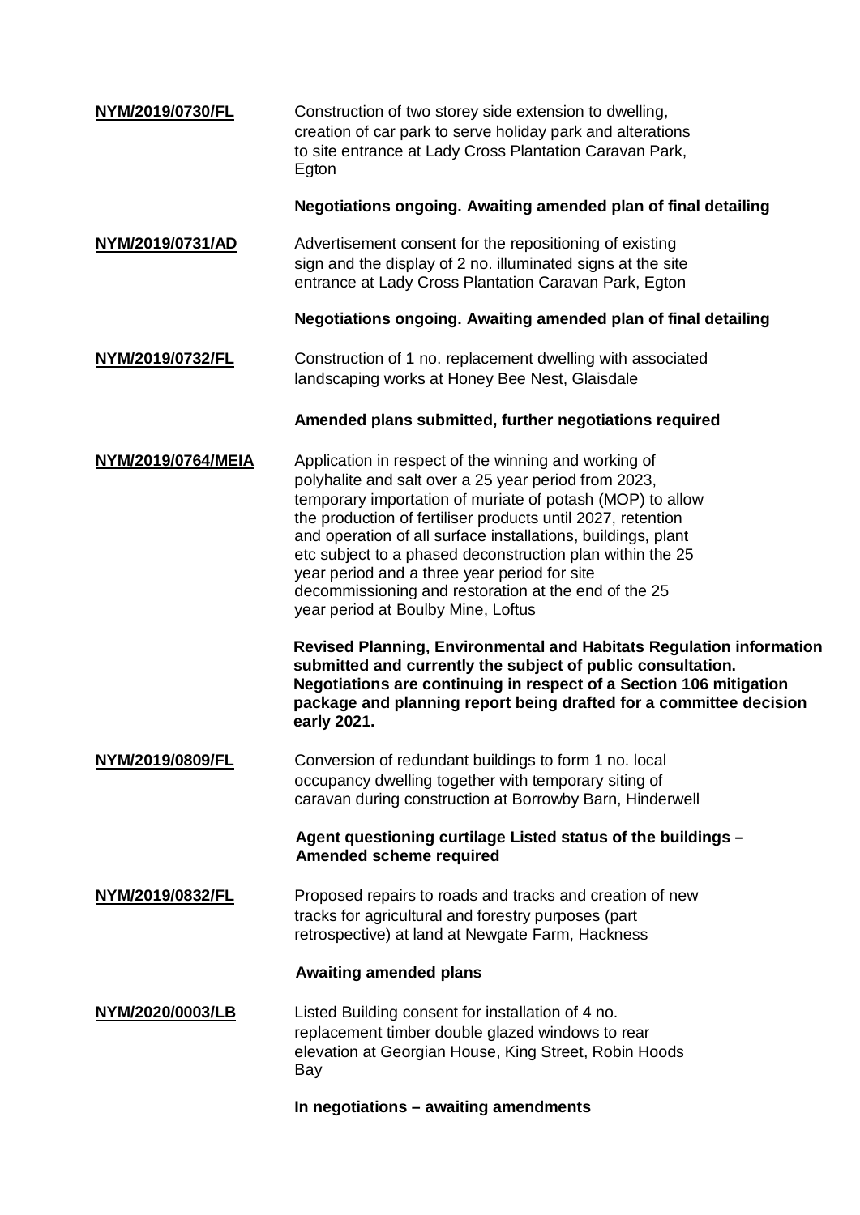**NYM/2019/0730/FL**

Construction of two storey side extension to dwelling, creation of car park to serve holiday park and alterations to site entrance at Lady Cross Plantation Caravan Park, Egton

**Negotiations ongoing. Awaiting amended plan of final detailing**

**NYM/2019/0731/AD**

Advertisement consent for the repositioning of existing sign and the display of 2 no. illuminated signs at the site entrance at Lady Cross Plantation Caravan Park, Egton

**Negotiations ongoing. Awaiting amended plan of final detailing**

**NYM/2019/0732/FL**

Construction of 1 no. replacement dwelling with associated landscaping works at Honey Bee Nest, Glaisdale

**Amended plans submitted, further negotiations required**

**NYM/2019/0764/MEIA**

Application in respect of the winning and working of polyhalite and salt over a 25 year period from 2023, temporary importation of muriate of potash (MOP) to allow the production of fertiliser products until 2027, retention and operation of all surface installations, buildings, plant etc subject to a phased deconstruction plan within the 25 year period and a three year period for site decommissioning and restoration at the end of the 25 year period at Boulby Mine, Loftus

**Revised Planning, Environmental and Habitats Regulation information submitted and currently the subject of public consultation. Negotiations are continuing in respect of a Section 106 mitigation package and planning report being drafted for a committee decision early 2021.**

**NYM/2019/0809/FL**

Conversion of redundant buildings to form 1 no. local occupancy dwelling together with temporary siting of caravan during construction at Borrowby Barn, Hinderwell

**Agent questioning curtilage Listed status of the buildings – Amended scheme required**

**NYM/2019/0832/FL**

Proposed repairs to roads and tracks and creation of new tracks for agricultural and forestry purposes (part retrospective) at land at Newgate Farm, Hackness

**Awaiting amended plans**

**NYM/2020/0003/LB**

Listed Building consent for installation of 4 no. replacement timber double glazed windows to rear elevation at Georgian House, King Street, Robin Hoods Bay

**In negotiations – awaiting amendments**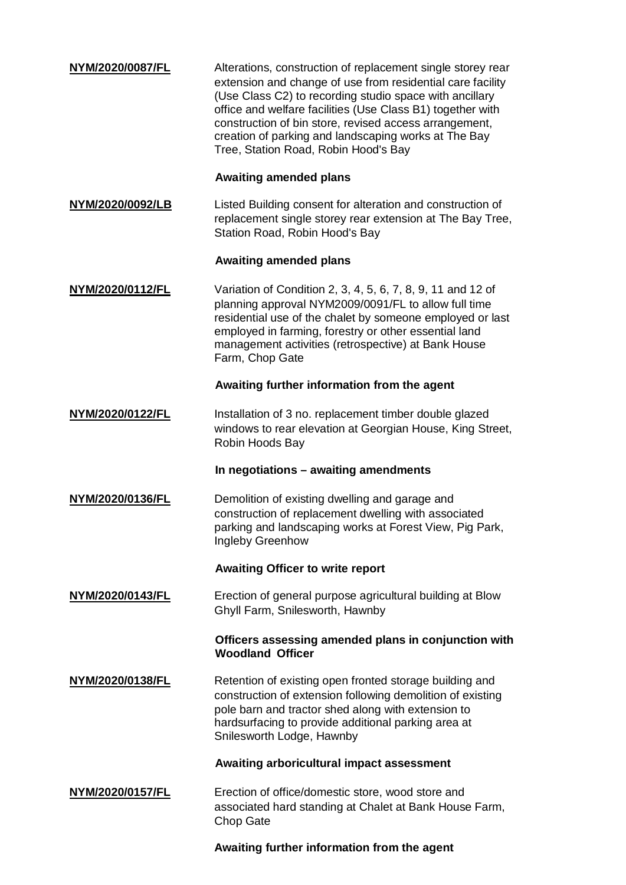**NYM/2020/0087/FL**

Alterations, construction of replacement single storey rear extension and change of use from residential care facility (Use Class C2) to recording studio space with ancillary office and welfare facilities (Use Class B1) together with construction of bin store, revised access arrangement, creation of parking and landscaping works at The Bay Tree, Station Road, Robin Hood's Bay

**Awaiting amended plans**

**NYM/2020/0092/LB**

Listed Building consent for alteration and construction of replacement single storey rear extension at The Bay Tree, Station Road, Robin Hood's Bay

**Awaiting amended plans**

**NYM/2020/0112/FL**

Variation of Condition 2, 3, 4, 5, 6, 7, 8, 9, 11 and 12 of planning approval NYM2009/0091/FL to allow full time residential use of the chalet by someone employed or last employed in farming, forestry or other essential land management activities (retrospective) at Bank House Farm, Chop Gate

**Awaiting further information from the agent**

**NYM/2020/0122/FL**

Installation of 3 no. replacement timber double glazed windows to rear elevation at Georgian House, King Street, Robin Hoods Bay

**In negotiations – awaiting amendments**

**NYM/2020/0136/FL**

Demolition of existing dwelling and garage and construction of replacement dwelling with associated parking and landscaping works at Forest View, Pig Park, Ingleby Greenhow

**Awaiting Officer to write report**

**NYM/2020/0143/FL**

Erection of general purpose agricultural building at Blow Ghyll Farm, Snilesworth, Hawnby

**Officers assessing amended plans in conjunction with Woodland Officer**

**NYM/2020/0138/FL**

Retention of existing open fronted storage building and construction of extension following demolition of existing pole barn and tractor shed along with extension to hardsurfacing to provide additional parking area at Snilesworth Lodge, Hawnby

**Awaiting arboricultural impact assessment**

**NYM/2020/0157/FL**

Erection of office/domestic store, wood store and associated hard standing at Chalet at Bank House Farm, Chop Gate

**Awaiting further information from the agent**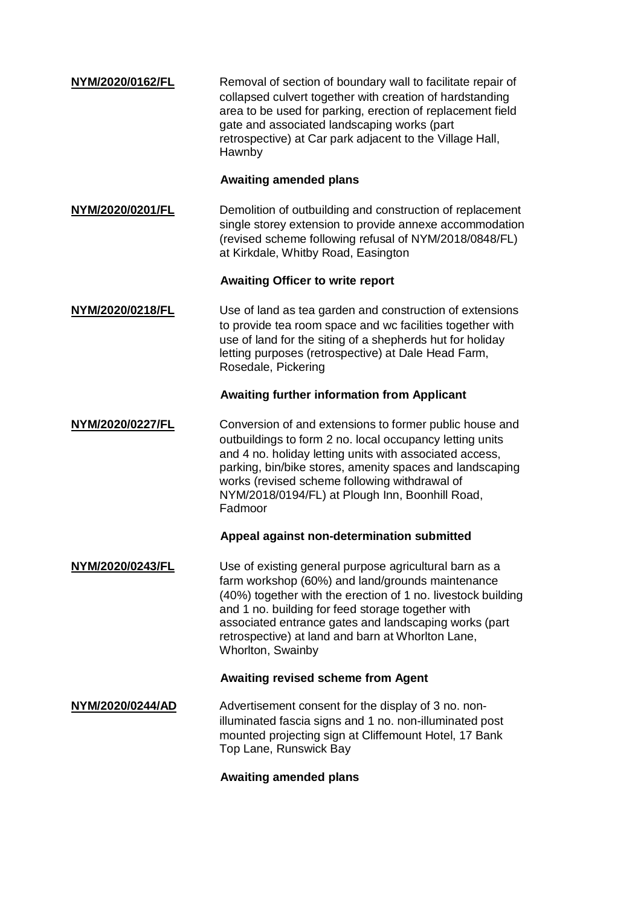**NYM/2020/0162/FL** Removal of section of boundary wall to facilitate repair of collapsed culvert together with creation of hardstanding area to be used for parking, erection of replacement field gate and associated landscaping works (part retrospective) at Car park adjacent to the Village Hall, Hawnby

**Awaiting amended plans**

**NYM/2020/0201/FL** Demolition of outbuilding and construction of replacement single storey extension to provide annexe accommodation (revised scheme following refusal of NYM/2018/0848/FL) at Kirkdale, Whitby Road, Easington

**Awaiting Officer to write report**

**NYM/2020/0218/FL** Use of land as tea garden and construction of extensions to provide tea room space and wc facilities together with use of land for the siting of a shepherds hut for holiday letting purposes (retrospective) at Dale Head Farm, Rosedale, Pickering

**Awaiting further information from Applicant**

**NYM/2020/0227/FL** Conversion of and extensions to former public house and outbuildings to form 2 no. local occupancy letting units and 4 no. holiday letting units with associated access, parking, bin/bike stores, amenity spaces and landscaping works (revised scheme following withdrawal of NYM/2018/0194/FL) at Plough Inn, Boonhill Road, Fadmoor

**Appeal against non-determination submitted**

**NYM/2020/0243/FL** Use of existing general purpose agricultural barn as a farm workshop (60%) and land/grounds maintenance (40%) together with the erection of 1 no. livestock building and 1 no. building for feed storage together with associated entrance gates and landscaping works (part retrospective) at land and barn at Whorlton Lane, Whorlton, Swainby

**Awaiting revised scheme from Agent**

**NYM/2020/0244/AD** Advertisement consent for the display of 3 no. non-illuminated fascia signs and 1 no. non-illuminated post mounted projecting sign at Cliffemount Hotel, 17 Bank Top Lane, Runswick Bay

**Awaiting amended plans**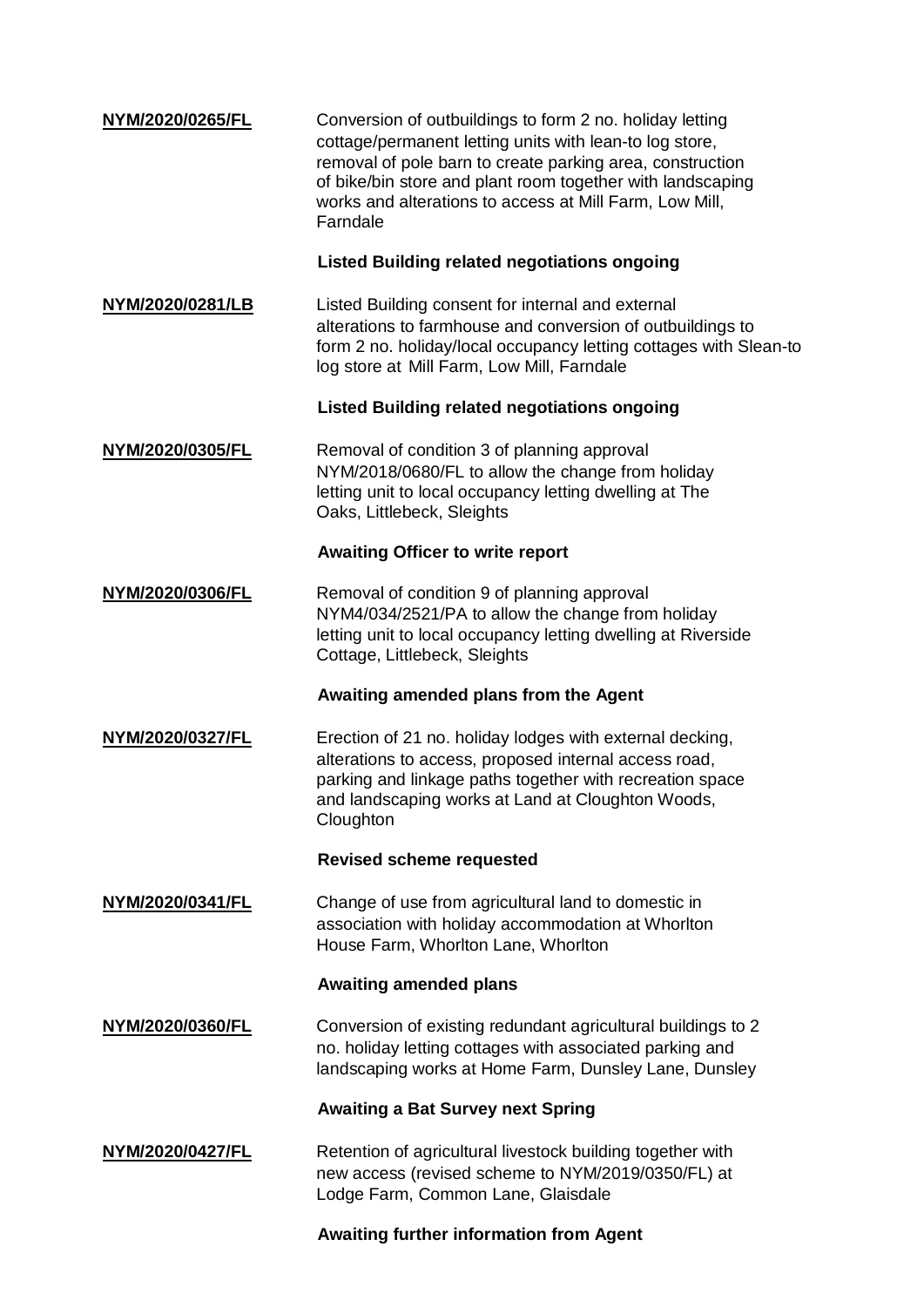**NYM/2020/0265/FL** Conversion of outbuildings to form 2 no. holiday letting cottage/permanent letting units with lean-to log store, removal of pole barn to create parking area, construction of bike/bin store and plant room together with landscaping works and alterations to access at Mill Farm, Low Mill, Farndale

**Listed Building related negotiations ongoing**

**NYM/2020/0281/LB** Listed Building consent for internal and external alterations to farmhouse and conversion of outbuildings to form 2 no. holiday/local occupancy letting cottages with Slean-to log store at Mill Farm, Low Mill, Farndale

**Listed Building related negotiations ongoing**

**NYM/2020/0305/FL** Removal of condition 3 of planning approval NYM/2018/0680/FL to allow the change from holiday letting unit to local occupancy letting dwelling at The Oaks, Littlebeck, Sleights

**Awaiting Officer to write report**

**NYM/2020/0306/FL** Removal of condition 9 of planning approval NYM4/034/2521/PA to allow the change from holiday letting unit to local occupancy letting dwelling at Riverside Cottage, Littlebeck, Sleights

**Awaiting amended plans from the Agent**

**NYM/2020/0327/FL** Erection of 21 no. holiday lodges with external decking, alterations to access, proposed internal access road, parking and linkage paths together with recreation space and landscaping works at Land at Cloughton Woods, Cloughton

**Revised scheme requested**

**NYM/2020/0341/FL** Change of use from agricultural land to domestic in association with holiday accommodation at Whorlton House Farm, Whorlton Lane, Whorlton

**Awaiting amended plans**

**NYM/2020/0360/FL** Conversion of existing redundant agricultural buildings to 2 no. holiday letting cottages with associated parking and landscaping works at Home Farm, Dunsley Lane, Dunsley

**Awaiting a Bat Survey next Spring**

**NYM/2020/0427/FL** Retention of agricultural livestock building together with new access (revised scheme to NYM/2019/0350/FL) at Lodge Farm, Common Lane, Glaisdale

**Awaiting further information from Agent**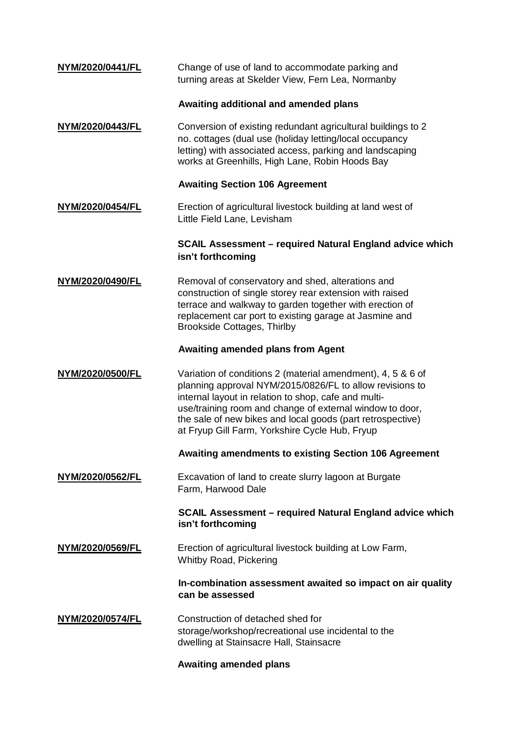**NYM/2020/0441/FL** Change of use of land to accommodate parking and turning areas at Skelder View, Fern Lea, Normanby

**Awaiting additional and amended plans**

**NYM/2020/0443/FL** Conversion of existing redundant agricultural buildings to 2 no. cottages (dual use (holiday letting/local occupancy letting) with associated access, parking and landscaping works at Greenhills, High Lane, Robin Hoods Bay

**Awaiting Section 106 Agreement**

**NYM/2020/0454/FL** Erection of agricultural livestock building at land west of Little Field Lane, Levisham

**SCAIL Assessment – required Natural England advice which isn't forthcoming**

**NYM/2020/0490/FL** Removal of conservatory and shed, alterations and construction of single storey rear extension with raised terrace and walkway to garden together with erection of replacement car port to existing garage at Jasmine and Brookside Cottages, Thirlby

**Awaiting amended plans from Agent**

**NYM/2020/0500/FL** Variation of conditions 2 (material amendment), 4, 5 & 6 of planning approval NYM/2015/0826/FL to allow revisions to internal layout in relation to shop, cafe and multi-use/training room and change of external window to door, the sale of new bikes and local goods (part retrospective) at Fryup Gill Farm, Yorkshire Cycle Hub, Fryup

**Awaiting amendments to existing Section 106 Agreement**

**NYM/2020/0562/FL** Excavation of land to create slurry lagoon at Burgate Farm, Harwood Dale

**SCAIL Assessment – required Natural England advice which isn't forthcoming**

**NYM/2020/0569/FL** Erection of agricultural livestock building at Low Farm, Whitby Road, Pickering

**In-combination assessment awaited so impact on air quality can be assessed**

**NYM/2020/0574/FL** Construction of detached shed for storage/workshop/recreational use incidental to the dwelling at Stainsacre Hall, Stainsacre

**Awaiting amended plans**